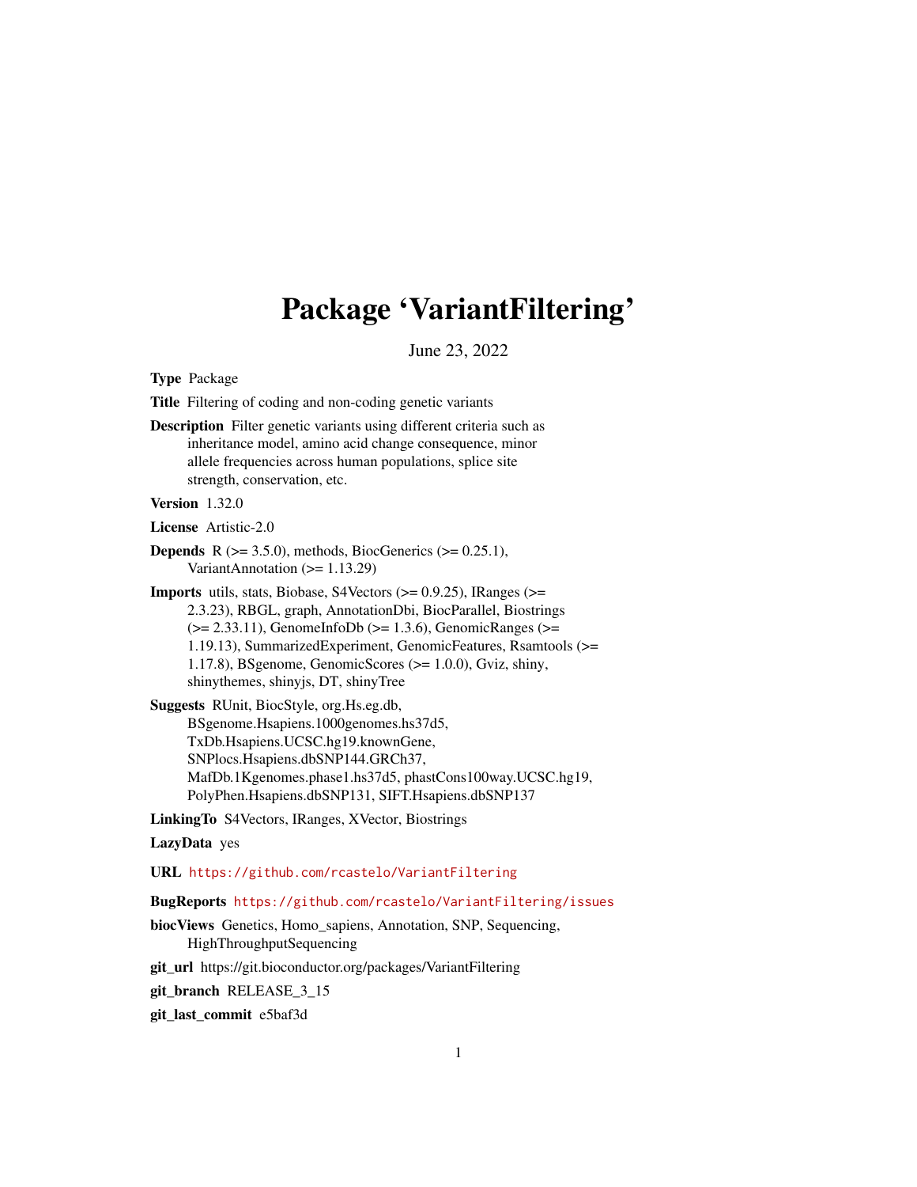# Package ‘VariantFiltering’

June 23, 2022

**Type** Package

**Title** Filtering of coding and non-coding genetic variants

**Description** Filter genetic variants using different criteria such as inheritance model, amino acid change consequence, minor allele frequencies across human populations, splice site strength, conservation, etc.

**Version** 1.32.0

**License** Artistic-2.0

**Depends** R (>= 3.5.0), methods, BiocGenerics (>= 0.25.1), VariantAnnotation (>= 1.13.29)

**Imports** utils, stats, Biobase, S4Vectors (>= 0.9.25), IRanges (>= 2.3.23), RBGL, graph, AnnotationDbi, BiocParallel, Biostrings (>= 2.33.11), GenomeInfoDb (>= 1.3.6), GenomicRanges (>= 1.19.13), SummarizedExperiment, GenomicFeatures, Rsamtools (>= 1.17.8), BSgenome, GenomicScores (>= 1.0.0), Gviz, shiny, shinythemes, shinyjs, DT, shinyTree

**Suggests** RUnit, BiocStyle, org.Hs.eg.db, BSgenome.Hsapiens.1000genomes.hs37d5, TxDb.Hsapiens.UCSC.hg19.knownGene, SNPlocs.Hsapiens.dbSNP144.GRCh37, MafDb.1Kgenomes.phase1.hs37d5, phastCons100way.UCSC.hg19, PolyPhen.Hsapiens.dbSNP131, SIFT.Hsapiens.dbSNP137

**LinkingTo** S4Vectors, IRanges, XVector, Biostrings

**LazyData** yes

**URL** https://github.com/rcastelo/VariantFiltering

**BugReports** https://github.com/rcastelo/VariantFiltering/issues

**biocViews** Genetics, Homo_sapiens, Annotation, SNP, Sequencing, HighThroughputSequencing

**git_url** https://git.bioconductor.org/packages/VariantFiltering

**git_branch** RELEASE_3_15

**git_last_commit** e5baf3d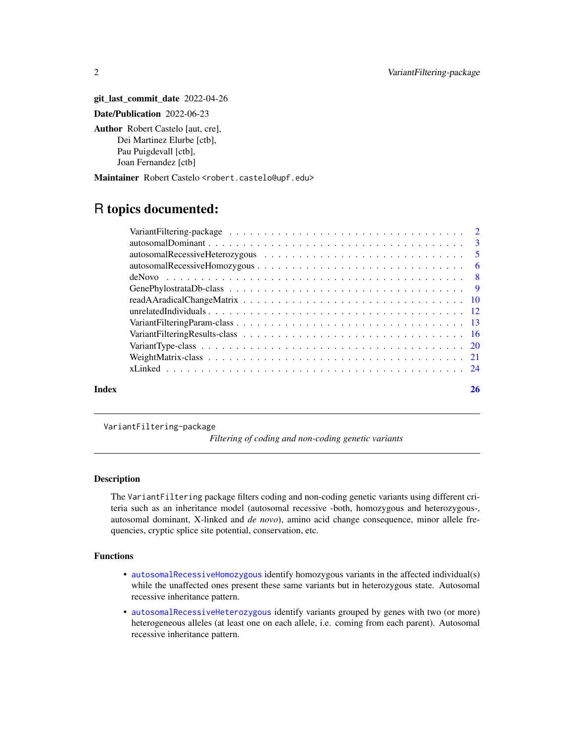**git_last_commit_date** 2022-04-26

**Date/Publication** 2022-06-23

**Author** Robert Castelo [aut, cre],
Dei Martinez Elurbe [ctb],
Pau Puigdevall [ctb],
Joan Fernandez [ctb]

**Maintainer** Robert Castelo <robert.castelo@upf.edu>

# R topics documented:

| | |
|---|---|
| VariantFiltering-package | 2 |
| autosomalDominant | 3 |
| autosomalRecessiveHeterozygous | 5 |
| autosomalRecessiveHomozygous | 6 |
| deNovo | 8 |
| GenePhylostrataDb-class | 9 |
| readAAradicalChangeMatrix | 10 |
| unrelatedIndividuals | 12 |
| VariantFilteringParam-class | 13 |
| VariantFilteringResults-class | 16 |
| VariantType-class | 20 |
| WeightMatrix-class | 21 |
| xLinked | 24 |
| **Index** | **26** |

---

VariantFiltering-package    *Filtering of coding and non-coding genetic variants*

---

## Description

The `VariantFiltering` package filters coding and non-coding genetic variants using different criteria such as an inheritance model (autosomal recessive -both, homozygous and heterozygous-, autosomal dominant, X-linked and *de novo*), amino acid change consequence, minor allele frequencies, cryptic splice site potential, conservation, etc.

## Functions

- `autosomalRecessiveHomozygous` identify homozygous variants in the affected individual(s) while the unaffected ones present these same variants but in heterozygous state. Autosomal recessive inheritance pattern.
- `autosomalRecessiveHeterozygous` identify variants grouped by genes with two (or more) heterogeneous alleles (at least one on each allele, i.e. coming from each parent). Autosomal recessive inheritance pattern.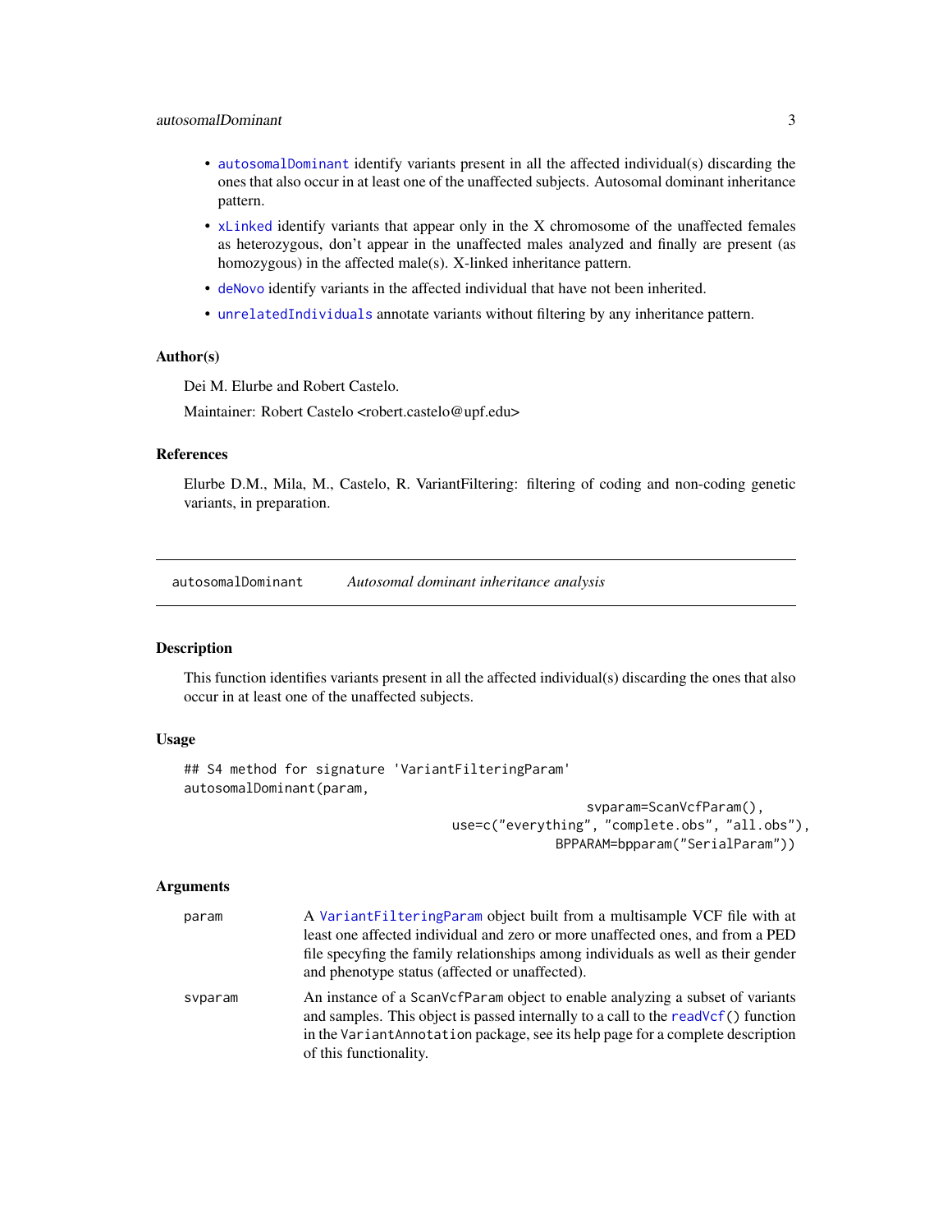- `autosomalDominant` identify variants present in all the affected individual(s) discarding the ones that also occur in at least one of the unaffected subjects. Autosomal dominant inheritance pattern.
- `xLinked` identify variants that appear only in the X chromosome of the unaffected females as heterozygous, don't appear in the unaffected males analyzed and finally are present (as homozygous) in the affected male(s). X-linked inheritance pattern.
- `deNovo` identify variants in the affected individual that have not been inherited.
- `unrelatedIndividuals` annotate variants without filtering by any inheritance pattern.

### Author(s)

Dei M. Elurbe and Robert Castelo.

Maintainer: Robert Castelo <robert.castelo@upf.edu>

### References

Elurbe D.M., Mila, M., Castelo, R. VariantFiltering: filtering of coding and non-coding genetic variants, in preparation.

---

## autosomalDominant *Autosomal dominant inheritance analysis*

### Description

This function identifies variants present in all the affected individual(s) discarding the ones that also occur in at least one of the unaffected subjects.

### Usage

```
## S4 method for signature 'VariantFilteringParam'
autosomalDominant(param,
                                          svparam=ScanVcfParam(),
                                   use=c("everything", "complete.obs", "all.obs"),
                                          BPPARAM=bpparam("SerialParam"))
```

### Arguments

| | |
|---|---|
| param | A `VariantFilteringParam` object built from a multisample VCF file with at least one affected individual and zero or more unaffected ones, and from a PED file specfying the family relationships among individuals as well as their gender and phenotype status (affected or unaffected). |
| svparam | An instance of a `ScanVcfParam` object to enable analyzing a subset of variants and samples. This object is passed internally to a call to the `readVcf()` function in the `VariantAnnotation` package, see its help page for a complete description of this functionality. |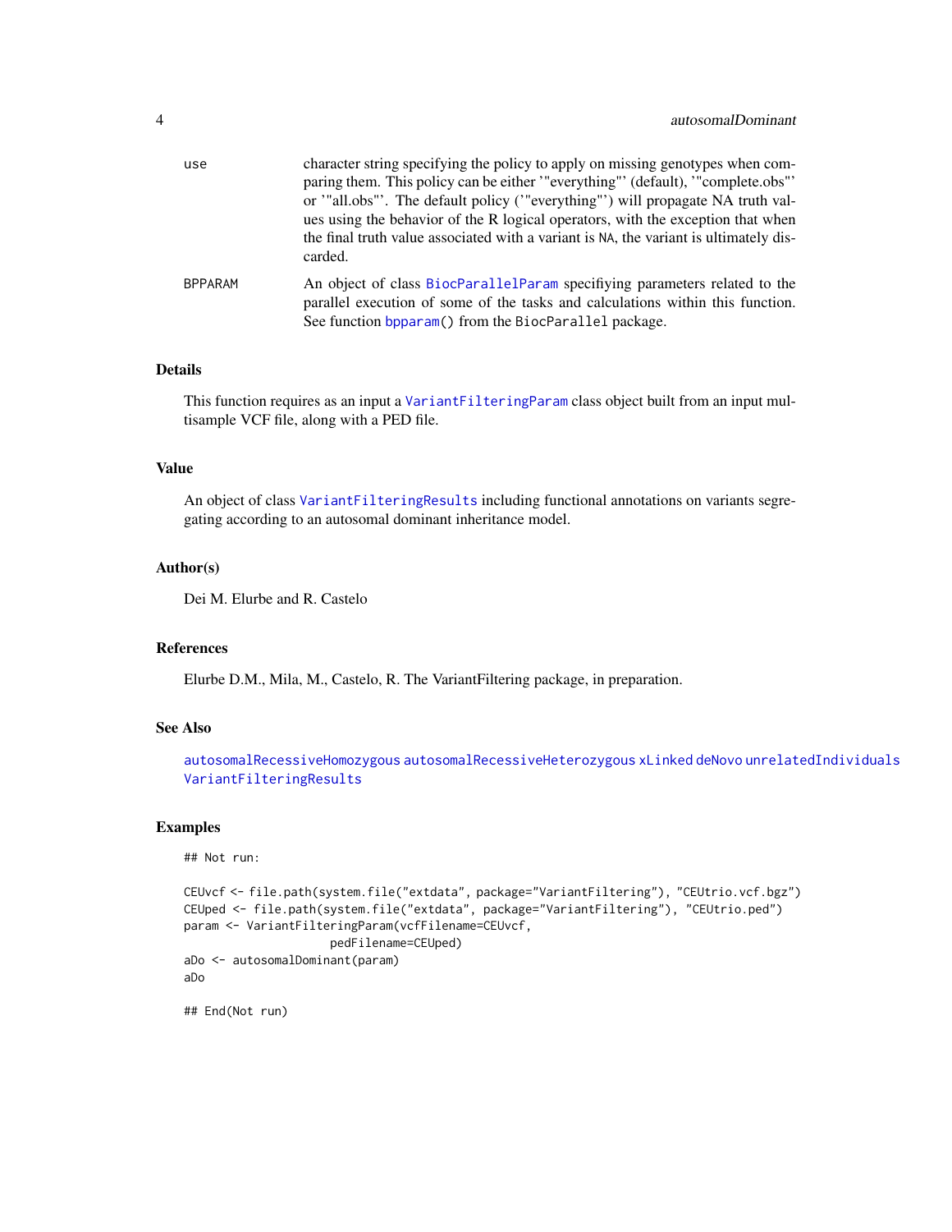use
: character string specifying the policy to apply on missing genotypes when comparing them. This policy can be either '"everything"' (default), '"complete.obs"' or '"all.obs"'. The default policy ('"everything"') will propagate NA truth values using the behavior of the R logical operators, with the exception that when the final truth value associated with a variant is NA, the variant is ultimately discarded.

BPPARAM
: An object of class BiocParallelParam specifiying parameters related to the parallel execution of some of the tasks and calculations within this function. See function bpparam() from the BiocParallel package.

### Details

This function requires as an input a VariantFilteringParam class object built from an input multisample VCF file, along with a PED file.

### Value

An object of class VariantFilteringResults including functional annotations on variants segregating according to an autosomal dominant inheritance model.

### Author(s)

Dei M. Elurbe and R. Castelo

### References

Elurbe D.M., Mila, M., Castelo, R. The VariantFiltering package, in preparation.

### See Also

autosomalRecessiveHomozygous autosomalRecessiveHeterozygous xLinked deNovo unrelatedIndividuals VariantFilteringResults

### Examples

```
## Not run:

CEUvcf <- file.path(system.file("extdata", package="VariantFiltering"), "CEUtrio.vcf.bgz")
CEUped <- file.path(system.file("extdata", package="VariantFiltering"), "CEUtrio.ped")
param <- VariantFilteringParam(vcfFilename=CEUvcf,
                    pedFilename=CEUped)
aDo <- autosomalDominant(param)
aDo

## End(Not run)
```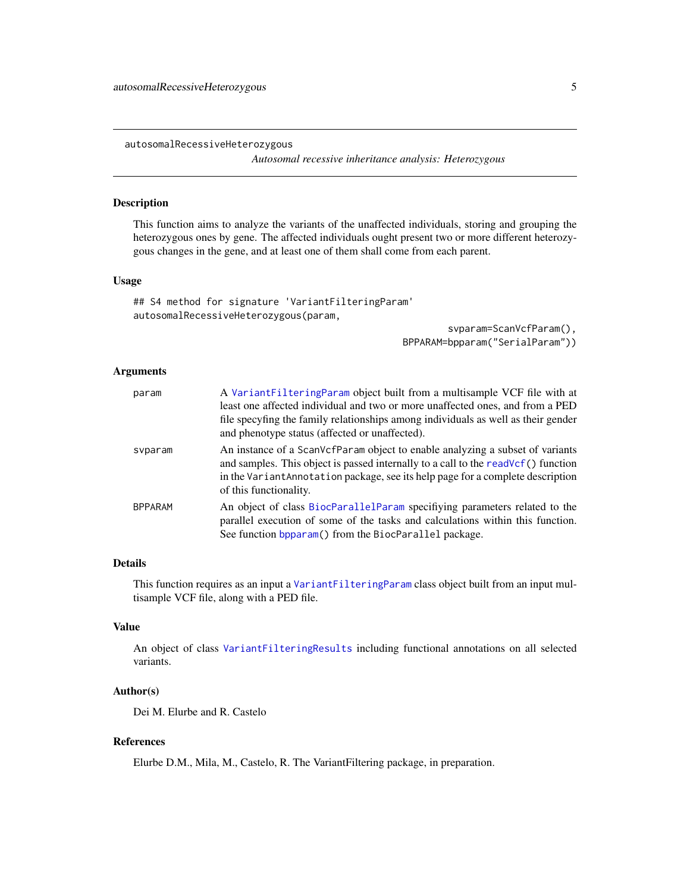autosomalRecessiveHeterozygous

*Autosomal recessive inheritance analysis: Heterozygous*

## Description

This function aims to analyze the variants of the unaffected individuals, storing and grouping the heterozygous ones by gene. The affected individuals ought present two or more different heterozygous changes in the gene, and at least one of them shall come from each parent.

## Usage

```
## S4 method for signature 'VariantFilteringParam'
autosomalRecessiveHeterozygous(param,
                                        svparam=ScanVcfParam(),
                                        BPPARAM=bpparam("SerialParam"))
```

## Arguments

| | |
|---|---|
| param | A `VariantFilteringParam` object built from a multisample VCF file with at least one affected individual and two or more unaffected ones, and from a PED file specyfing the family relationships among individuals as well as their gender and phenotype status (affected or unaffected). |
| svparam | An instance of a `ScanVcfParam` object to enable analyzing a subset of variants and samples. This object is passed internally to a call to the `readVcf()` function in the `VariantAnnotation` package, see its help page for a complete description of this functionality. |
| BPPARAM | An object of class `BiocParallelParam` specifying parameters related to the parallel execution of some of the tasks and calculations within this function. See function `bpparam()` from the `BiocParallel` package. |

## Details

This function requires as an input a `VariantFilteringParam` class object built from an input multisample VCF file, along with a PED file.

## Value

An object of class `VariantFilteringResults` including functional annotations on all selected variants.

## Author(s)

Dei M. Elurbe and R. Castelo

## References

Elurbe D.M., Mila, M., Castelo, R. The VariantFiltering package, in preparation.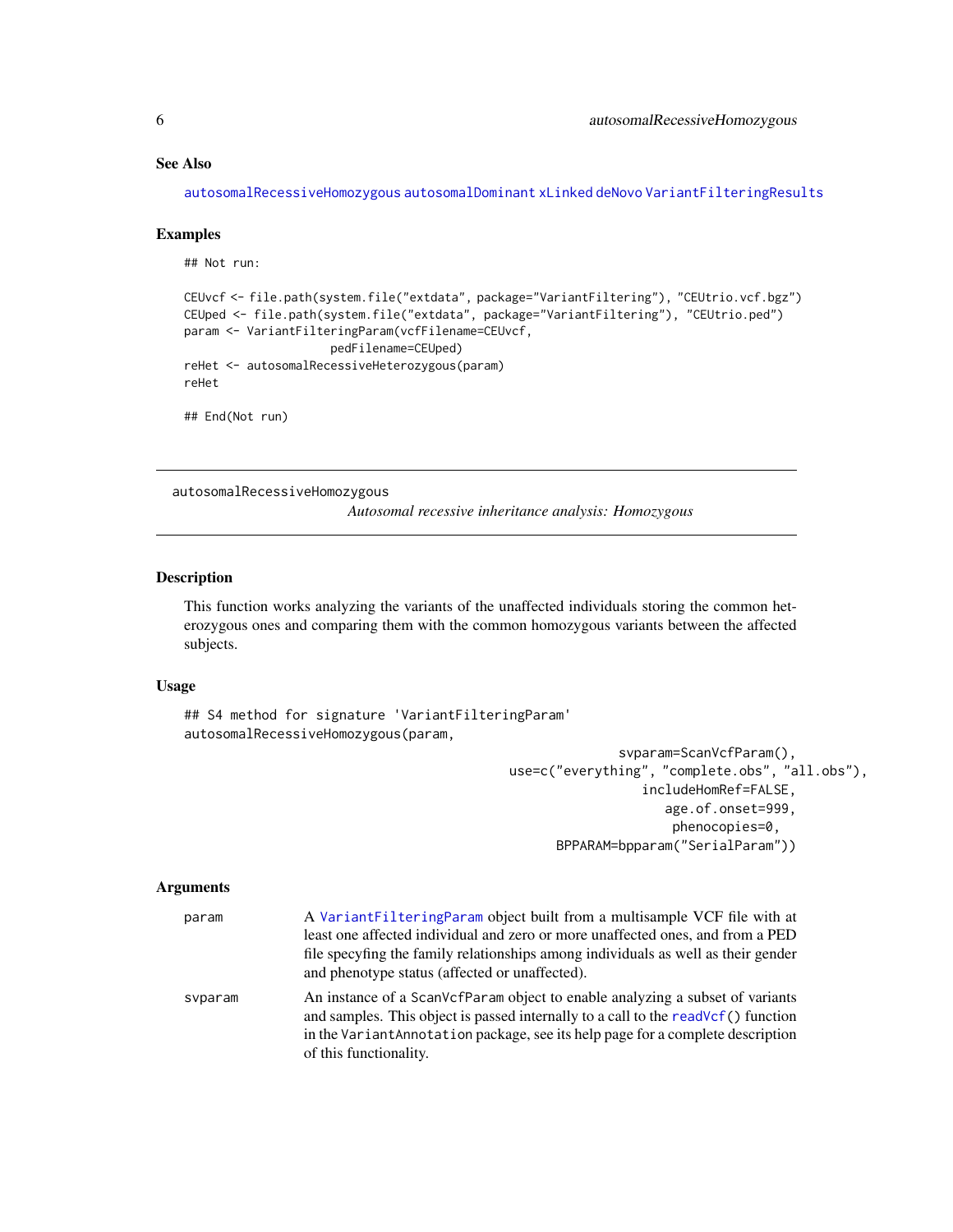### See Also

autosomalRecessiveHomozygous autosomalDominant xLinked deNovo VariantFilteringResults

### Examples

```
## Not run:

CEUvcf <- file.path(system.file("extdata", package="VariantFiltering"), "CEUtrio.vcf.bgz")
CEUped <- file.path(system.file("extdata", package="VariantFiltering"), "CEUtrio.ped")
param <- VariantFilteringParam(vcfFilename=CEUvcf,
                    pedFilename=CEUped)
reHet <- autosomalRecessiveHeterozygous(param)
reHet

## End(Not run)
```

---

## autosomalRecessiveHomozygous

*Autosomal recessive inheritance analysis: Homozygous*

---

### Description

This function works analyzing the variants of the unaffected individuals storing the common heterozygous ones and comparing them with the common homozygous variants between the affected subjects.

### Usage

```
## S4 method for signature 'VariantFilteringParam'
autosomalRecessiveHomozygous(param,
                                                svparam=ScanVcfParam(),
                                        use=c("everything", "complete.obs", "all.obs"),
                                                  includeHomRef=FALSE,
                                                    age.of.onset=999,
                                                     phenocopies=0,
                                              BPPARAM=bpparam("SerialParam"))
```

### Arguments

| | |
|---|---|
| param | A VariantFilteringParam object built from a multisample VCF file with at least one affected individual and zero or more unaffected ones, and from a PED file specfying the family relationships among individuals as well as their gender and phenotype status (affected or unaffected). |
| svparam | An instance of a ScanVcfParam object to enable analyzing a subset of variants and samples. This object is passed internally to a call to the readVcf() function in the VariantAnnotation package, see its help page for a complete description of this functionality. |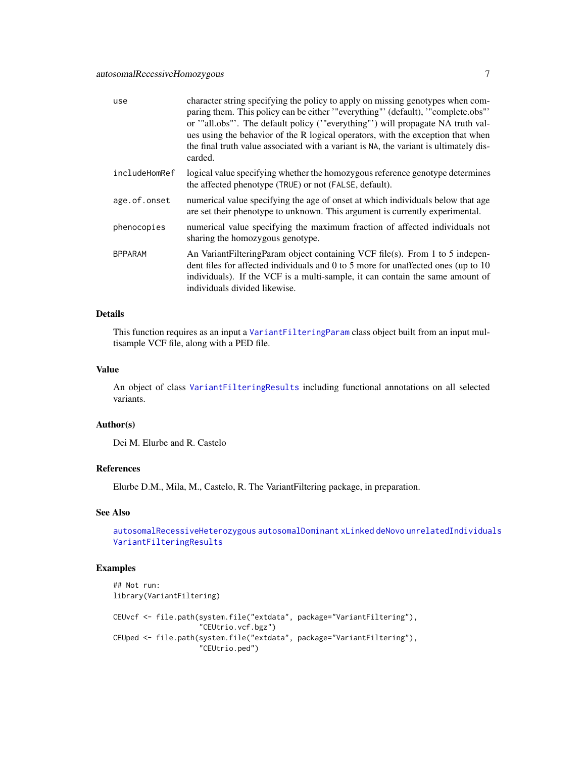| | |
|---|---|
| `use` | character string specifying the policy to apply on missing genotypes when comparing them. This policy can be either '"everything"' (default), '"complete.obs"' or '"all.obs"'. The default policy ('"everything"') will propagate NA truth values using the behavior of the R logical operators, with the exception that when the final truth value associated with a variant is `NA`, the variant is ultimately discarded. |
| `includeHomRef` | logical value specifying whether the homozygous reference genotype determines the affected phenotype (`TRUE`) or not (`FALSE`, default). |
| `age.of.onset` | numerical value specifying the age of onset at which individuals below that age are set their phenotype to unknown. This argument is currently experimental. |
| `phenocopies` | numerical value specifying the maximum fraction of affected individuals not sharing the homozygous genotype. |
| `BPPARAM` | An VariantFilteringParam object containing VCF file(s). From 1 to 5 independent files for affected individuals and 0 to 5 more for unaffected ones (up to 10 individuals). If the VCF is a multi-sample, it can contain the same amount of individuals divided likewise. |

## Details

This function requires as an input a `VariantFilteringParam` class object built from an input multisample VCF file, along with a PED file.

## Value

An object of class `VariantFilteringResults` including functional annotations on all selected variants.

## Author(s)

Dei M. Elurbe and R. Castelo

## References

Elurbe D.M., Mila, M., Castelo, R. The VariantFiltering package, in preparation.

## See Also

`autosomalRecessiveHeterozygous` `autosomalDominant` `xLinked` `deNovo` `unrelatedIndividuals` `VariantFilteringResults`

## Examples

```
## Not run:
library(VariantFiltering)

CEUvcf <- file.path(system.file("extdata", package="VariantFiltering"),
                    "CEUtrio.vcf.bgz")
CEUped <- file.path(system.file("extdata", package="VariantFiltering"),
                    "CEUtrio.ped")
```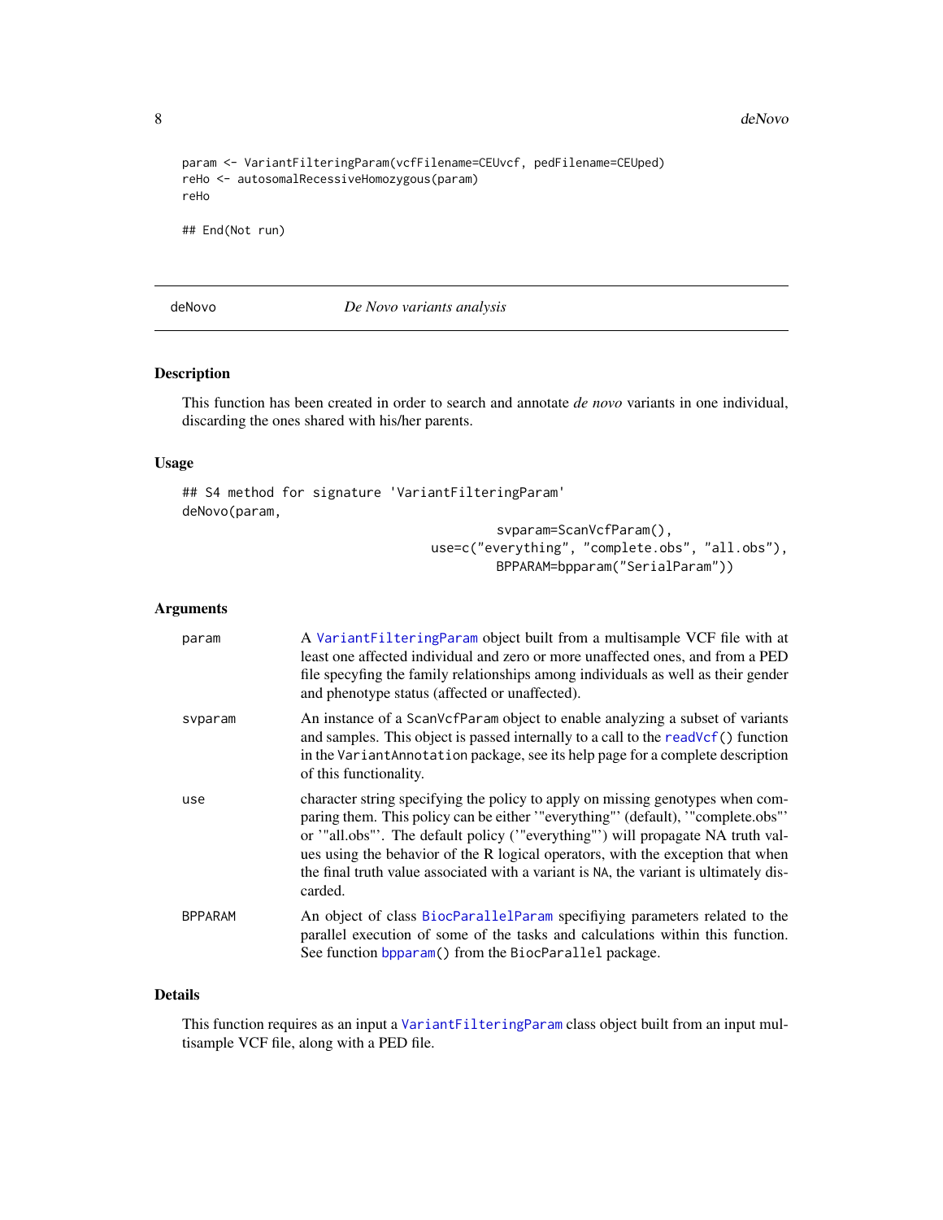```
param <- VariantFilteringParam(vcfFilename=CEUvcf, pedFilename=CEUped)
reHo <- autosomalRecessiveHomozygous(param)
reHo

## End(Not run)
```

---

## deNovo — *De Novo variants analysis*

### Description

This function has been created in order to search and annotate *de novo* variants in one individual, discarding the ones shared with his/her parents.

### Usage

```
## S4 method for signature 'VariantFilteringParam'
deNovo(param,
                                    svparam=ScanVcfParam(),
                          use=c("everything", "complete.obs", "all.obs"),
                                    BPPARAM=bpparam("SerialParam"))
```

### Arguments

| | |
|---|---|
| param | A VariantFilteringParam object built from a multisample VCF file with at least one affected individual and zero or more unaffected ones, and from a PED file specyfing the family relationships among individuals as well as their gender and phenotype status (affected or unaffected). |
| svparam | An instance of a ScanVcfParam object to enable analyzing a subset of variants and samples. This object is passed internally to a call to the readVcf() function in the VariantAnnotation package, see its help page for a complete description of this functionality. |
| use | character string specifying the policy to apply on missing genotypes when comparing them. This policy can be either '"everything"' (default), '"complete.obs"' or '"all.obs"'. The default policy ('"everything"') will propagate NA truth values using the behavior of the R logical operators, with the exception that when the final truth value associated with a variant is NA, the variant is ultimately discarded. |
| BPPARAM | An object of class BiocParallelParam specifiying parameters related to the parallel execution of some of the tasks and calculations within this function. See function bpparam() from the BiocParallel package. |

### Details

This function requires as an input a VariantFilteringParam class object built from an input multisample VCF file, along with a PED file.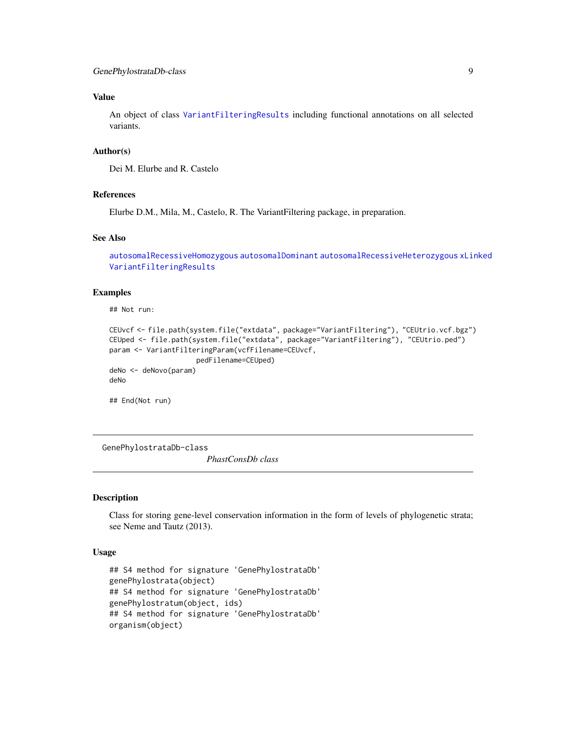## Value

An object of class `VariantFilteringResults` including functional annotations on all selected variants.

## Author(s)

Dei M. Elurbe and R. Castelo

## References

Elurbe D.M., Mila, M., Castelo, R. The VariantFiltering package, in preparation.

## See Also

`autosomalRecessiveHomozygous` `autosomalDominant` `autosomalRecessiveHeterozygous` `xLinked` `VariantFilteringResults`

## Examples

```
## Not run:

CEUvcf <- file.path(system.file("extdata", package="VariantFiltering"), "CEUtrio.vcf.bgz")
CEUped <- file.path(system.file("extdata", package="VariantFiltering"), "CEUtrio.ped")
param <- VariantFilteringParam(vcfFilename=CEUvcf,
                     pedFilename=CEUped)
deNo <- deNovo(param)
deNo

## End(Not run)
```

---

# GenePhylostrataDb-class    *PhastConsDb class*

## Description

Class for storing gene-level conservation information in the form of levels of phylogenetic strata; see Neme and Tautz (2013).

## Usage

```
## S4 method for signature 'GenePhylostrataDb'
genePhylostrata(object)
## S4 method for signature 'GenePhylostrataDb'
genePhylostratum(object, ids)
## S4 method for signature 'GenePhylostrataDb'
organism(object)
```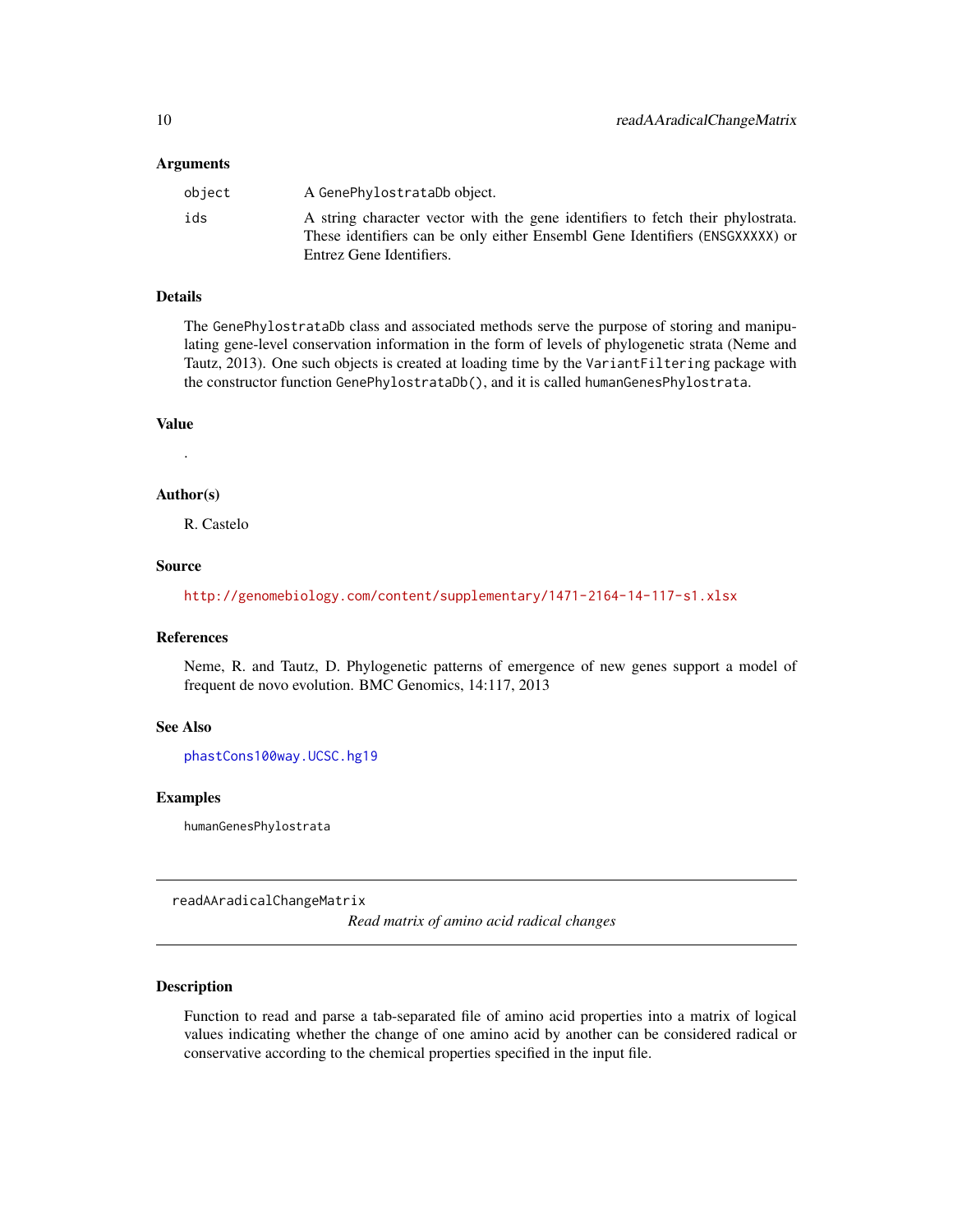## Arguments

| | |
|---|---|
| object | A GenePhylostrataDb object. |
| ids | A string character vector with the gene identifiers to fetch their phylostrata. These identifiers can be only either Ensembl Gene Identifiers (ENSGXXXXX) or Entrez Gene Identifiers. |

## Details

The GenePhylostrataDb class and associated methods serve the purpose of storing and manipulating gene-level conservation information in the form of levels of phylogenetic strata (Neme and Tautz, 2013). One such objects is created at loading time by the VariantFiltering package with the constructor function GenePhylostrataDb(), and it is called humanGenesPhylostrata.

## Value

.

## Author(s)

R. Castelo

## Source

http://genomebiology.com/content/supplementary/1471-2164-14-117-s1.xlsx

## References

Neme, R. and Tautz, D. Phylogenetic patterns of emergence of new genes support a model of frequent de novo evolution. BMC Genomics, 14:117, 2013

## See Also

phastCons100way.UCSC.hg19

## Examples

```
humanGenesPhylostrata
```

---

# readAAradicalChangeMatrix

*Read matrix of amino acid radical changes*

## Description

Function to read and parse a tab-separated file of amino acid properties into a matrix of logical values indicating whether the change of one amino acid by another can be considered radical or conservative according to the chemical properties specified in the input file.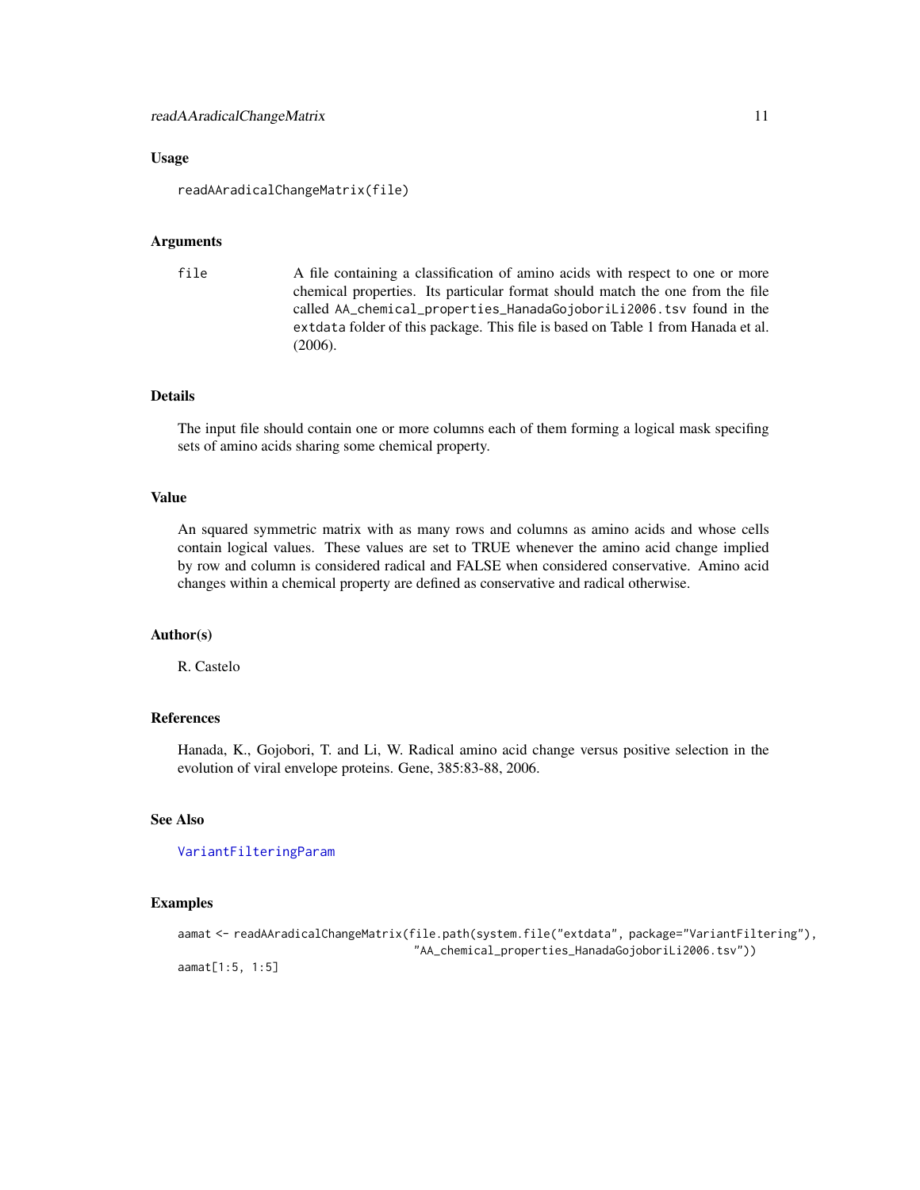## Usage

```
readAAradicalChangeMatrix(file)
```

## Arguments

| | |
|---|---|
| `file` | A file containing a classification of amino acids with respect to one or more chemical properties. Its particular format should match the one from the file called `AA_chemical_properties_HanadaGojoboriLi2006.tsv` found in the `extdata` folder of this package. This file is based on Table 1 from Hanada et al. (2006). |

## Details

The input file should contain one or more columns each of them forming a logical mask specifing sets of amino acids sharing some chemical property.

## Value

An squared symmetric matrix with as many rows and columns as amino acids and whose cells contain logical values. These values are set to TRUE whenever the amino acid change implied by row and column is considered radical and FALSE when considered conservative. Amino acid changes within a chemical property are defined as conservative and radical otherwise.

## Author(s)

R. Castelo

## References

Hanada, K., Gojobori, T. and Li, W. Radical amino acid change versus positive selection in the evolution of viral envelope proteins. Gene, 385:83-88, 2006.

## See Also

VariantFilteringParam

## Examples

```
aamat <- readAAradicalChangeMatrix(file.path(system.file("extdata", package="VariantFiltering"),
                                   "AA_chemical_properties_HanadaGojoboriLi2006.tsv"))
aamat[1:5, 1:5]
```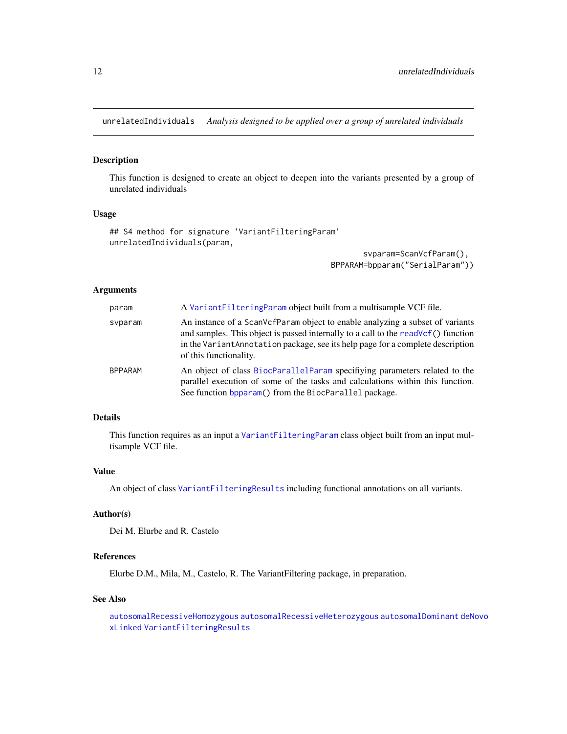unrelatedIndividuals *Analysis designed to be applied over a group of unrelated individuals*

## Description

This function is designed to create an object to deepen into the variants presented by a group of unrelated individuals

## Usage

```
## S4 method for signature 'VariantFilteringParam'
unrelatedIndividuals(param,
                                                        svparam=ScanVcfParam(),
                                                  BPPARAM=bpparam("SerialParam"))
```

## Arguments

| | |
|---|---|
| param | A VariantFilteringParam object built from a multisample VCF file. |
| svparam | An instance of a ScanVcfParam object to enable analyzing a subset of variants and samples. This object is passed internally to a call to the readVcf() function in the VariantAnnotation package, see its help page for a complete description of this functionality. |
| BPPARAM | An object of class BiocParallelParam specifiying parameters related to the parallel execution of some of the tasks and calculations within this function. See function bpparam() from the BiocParallel package. |

## Details

This function requires as an input a VariantFilteringParam class object built from an input multisample VCF file.

## Value

An object of class VariantFilteringResults including functional annotations on all variants.

## Author(s)

Dei M. Elurbe and R. Castelo

## References

Elurbe D.M., Mila, M., Castelo, R. The VariantFiltering package, in preparation.

## See Also

autosomalRecessiveHomozygous autosomalRecessiveHeterozygous autosomalDominant deNovo xLinked VariantFilteringResults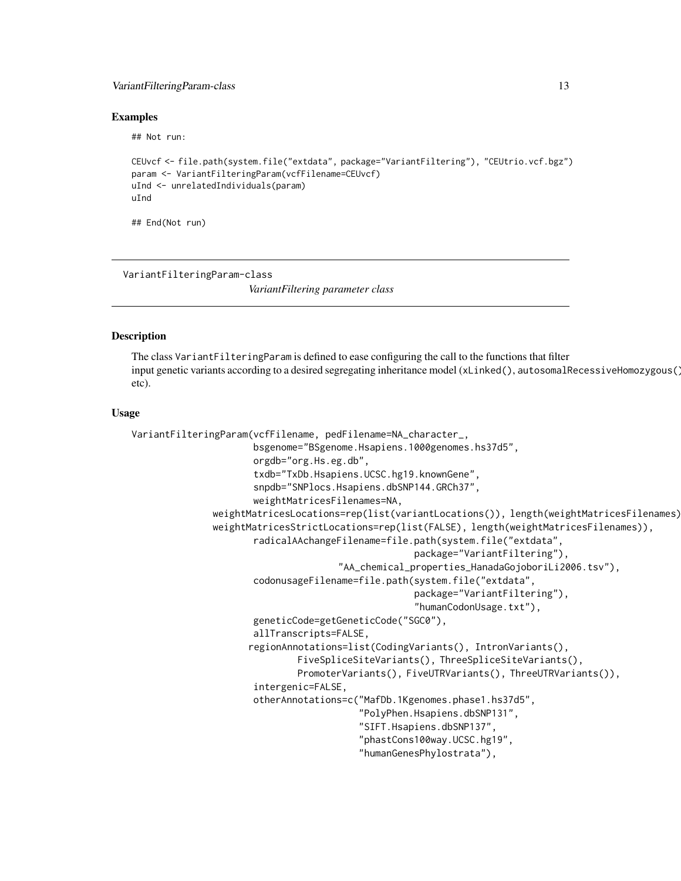## Examples

```
## Not run:

CEUvcf <- file.path(system.file("extdata", package="VariantFiltering"), "CEUtrio.vcf.bgz")
param <- VariantFilteringParam(vcfFilename=CEUvcf)
uInd <- unrelatedIndividuals(param)
uInd

## End(Not run)
```

---

VariantFilteringParam-class &emsp; *VariantFiltering parameter class*

---

## Description

The class VariantFilteringParam is defined to ease configuring the call to the functions that filter input genetic variants according to a desired segregating inheritance model (xLinked(), autosomalRecessiveHomozygous() etc).

## Usage

```
VariantFilteringParam(vcfFilename, pedFilename=NA_character_,
                      bsgenome="BSgenome.Hsapiens.1000genomes.hs37d5",
                      orgdb="org.Hs.eg.db",
                      txdb="TxDb.Hsapiens.UCSC.hg19.knownGene",
                      snpdb="SNPlocs.Hsapiens.dbSNP144.GRCh37",
                      weightMatricesFilenames=NA,
                weightMatricesLocations=rep(list(variantLocations()), length(weightMatricesFilenames)),
                weightMatricesStrictLocations=rep(list(FALSE), length(weightMatricesFilenames)),
                      radicalAAchangeFilename=file.path(system.file("extdata",
                                                  package="VariantFiltering"),
                                   "AA_chemical_properties_HanadaGojoboriLi2006.tsv"),
                      codonusageFilename=file.path(system.file("extdata",
                                                  package="VariantFiltering"),
                                                  "humanCodonUsage.txt"),
                      geneticCode=getGeneticCode("SGC0"),
                      allTranscripts=FALSE,
                     regionAnnotations=list(CodingVariants(), IntronVariants(),
                            FiveSpliceSiteVariants(), ThreeSpliceSiteVariants(),
                            PromoterVariants(), FiveUTRVariants(), ThreeUTRVariants()),
                      intergenic=FALSE,
                      otherAnnotations=c("MafDb.1Kgenomes.phase1.hs37d5",
                                         "PolyPhen.Hsapiens.dbSNP131",
                                         "SIFT.Hsapiens.dbSNP137",
                                         "phastCons100way.UCSC.hg19",
                                         "humanGenesPhylostrata"),
```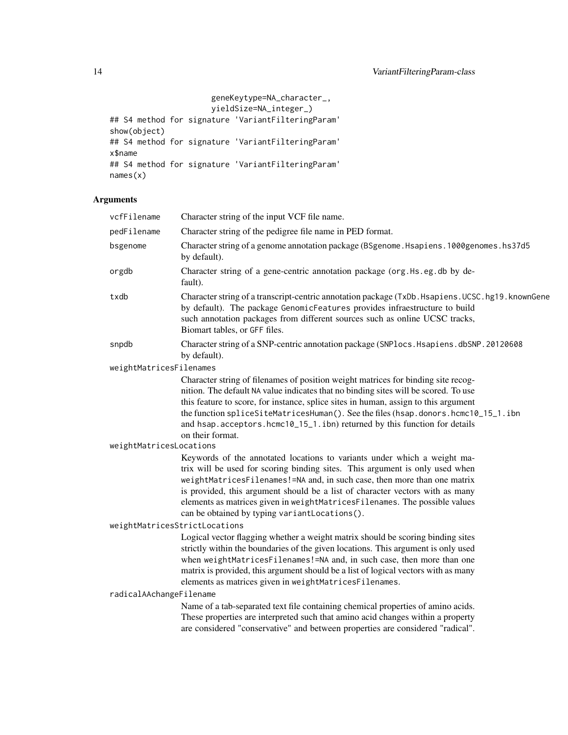```
                        geneKeytype=NA_character_,
                        yieldSize=NA_integer_)
## S4 method for signature 'VariantFilteringParam'
show(object)
## S4 method for signature 'VariantFilteringParam'
x$name
## S4 method for signature 'VariantFilteringParam'
names(x)
```

## Arguments

`vcfFilename` Character string of the input VCF file name.

`pedFilename` Character string of the pedigree file name in PED format.

`bsgenome` Character string of a genome annotation package (`BSgenome.Hsapiens.1000genomes.hs37d5` by default).

`orgdb` Character string of a gene-centric annotation package (`org.Hs.eg.db` by default).

`txdb` Character string of a transcript-centric annotation package (`TxDb.Hsapiens.UCSC.hg19.knownGene` by default). The package `GenomicFeatures` provides infraestructure to build such annotation packages from different sources such as online UCSC tracks, Biomart tables, or GFF files.

`snpdb` Character string of a SNP-centric annotation package (`SNPlocs.Hsapiens.dbSNP.20120608` by default).

`weightMatricesFilenames`
Character string of filenames of position weight matrices for binding site recognition. The default `NA` value indicates that no binding sites will be scored. To use this feature to score, for instance, splice sites in human, assign to this argument the function `spliceSiteMatricesHuman()`. See the files (`hsap.donors.hcmc10_15_1.ibn` and `hsap.acceptors.hcmc10_15_1.ibn`) returned by this function for details on their format.

`weightMatricesLocations`
Keywords of the annotated locations to variants under which a weight matrix will be used for scoring binding sites. This argument is only used when `weightMatricesFilenames!=NA` and, in such case, then more than one matrix is provided, this argument should be a list of character vectors with as many elements as matrices given in `weightMatricesFilenames`. The possible values can be obtained by typing `variantLocations()`.

`weightMatricesStrictLocations`
Logical vector flagging whether a weight matrix should be scoring binding sites strictly within the boundaries of the given locations. This argument is only used when `weightMatricesFilenames!=NA` and, in such case, then more than one matrix is provided, this argument should be a list of logical vectors with as many elements as matrices given in `weightMatricesFilenames`.

`radicalAAchangeFilename`
Name of a tab-separated text file containing chemical properties of amino acids. These properties are interpreted such that amino acid changes within a property are considered "conservative" and between properties are considered "radical".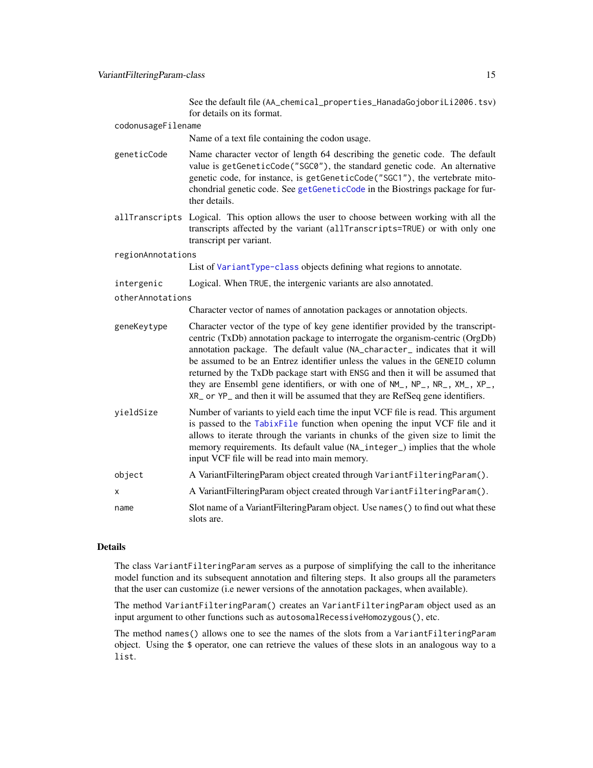See the default file (`AA_chemical_properties_HanadaGojoboriLi2006.tsv`) for details on its format.

`codonusageFilename`
: Name of a text file containing the codon usage.

`geneticCode`
: Name character vector of length 64 describing the genetic code. The default value is `getGeneticCode("SGC0")`, the standard genetic code. An alternative genetic code, for instance, is `getGeneticCode("SGC1")`, the vertebrate mitochondrial genetic code. See `getGeneticCode` in the Biostrings package for further details.

`allTranscripts`
: Logical. This option allows the user to choose between working with all the transcripts affected by the variant (`allTranscripts=TRUE`) or with only one transcript per variant.

`regionAnnotations`
: List of `VariantType-class` objects defining what regions to annotate.

`intergenic`
: Logical. When `TRUE`, the intergenic variants are also annotated.

`otherAnnotations`
: Character vector of names of annotation packages or annotation objects.

`geneKeytype`
: Character vector of the type of key gene identifier provided by the transcript-centric (TxDb) annotation package to interrogate the organism-centric (OrgDb) annotation package. The default value (`NA_character_` indicates that it will be assumed to be an Entrez identifier unless the values in the `GENEID` column returned by the TxDb package start with `ENSG` and then it will be assumed that they are Ensembl gene identifiers, or with one of `NM_`, `NP_`, `NR_`, `XM_`, `XP_`, `XR_` or `YP_` and then it will be assumed that they are RefSeq gene identifiers.

`yieldSize`
: Number of variants to yield each time the input VCF file is read. This argument is passed to the `TabixFile` function when opening the input VCF file and it allows to iterate through the variants in chunks of the given size to limit the memory requirements. Its default value (`NA_integer_`) implies that the whole input VCF file will be read into main memory.

`object`
: A VariantFilteringParam object created through `VariantFilteringParam()`.

`x`
: A VariantFilteringParam object created through `VariantFilteringParam()`.

`name`
: Slot name of a VariantFilteringParam object. Use `names()` to find out what these slots are.

## Details

The class `VariantFilteringParam` serves as a purpose of simplifying the call to the inheritance model function and its subsequent annotation and filtering steps. It also groups all the parameters that the user can customize (i.e newer versions of the annotation packages, when available).

The method `VariantFilteringParam()` creates an `VariantFilteringParam` object used as an input argument to other functions such as `autosomalRecessiveHomozygous()`, etc.

The method `names()` allows one to see the names of the slots from a `VariantFilteringParam` object. Using the `$` operator, one can retrieve the values of these slots in an analogous way to a `list`.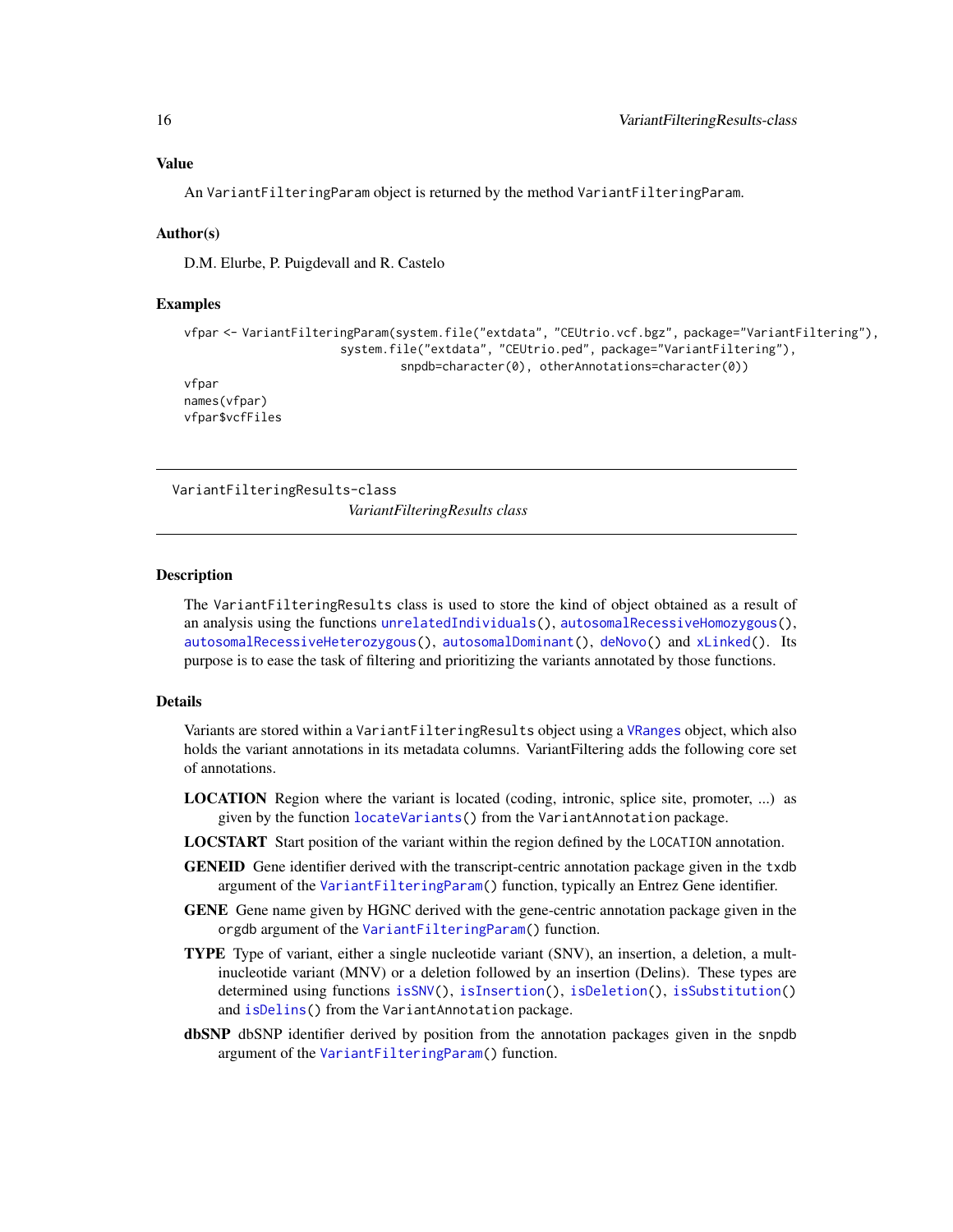### Value

An VariantFilteringParam object is returned by the method VariantFilteringParam.

### Author(s)

D.M. Elurbe, P. Puigdevall and R. Castelo

### Examples

```
vfpar <- VariantFilteringParam(system.file("extdata", "CEUtrio.vcf.bgz", package="VariantFiltering"),
                         system.file("extdata", "CEUtrio.ped", package="VariantFiltering"),
                                  snpdb=character(0), otherAnnotations=character(0))
vfpar
names(vfpar)
vfpar$vcfFiles
```

---

## VariantFilteringResults-class

*VariantFilteringResults class*

---

### Description

The VariantFilteringResults class is used to store the kind of object obtained as a result of an analysis using the functions unrelatedIndividuals(), autosomalRecessiveHomozygous(), autosomalRecessiveHeterozygous(), autosomalDominant(), deNovo() and xLinked(). Its purpose is to ease the task of filtering and prioritizing the variants annotated by those functions.

### Details

Variants are stored within a VariantFilteringResults object using a VRanges object, which also holds the variant annotations in its metadata columns. VariantFiltering adds the following core set of annotations.

**LOCATION** Region where the variant is located (coding, intronic, splice site, promoter, ...) as given by the function locateVariants() from the VariantAnnotation package.

**LOCSTART** Start position of the variant within the region defined by the LOCATION annotation.

**GENEID** Gene identifier derived with the transcript-centric annotation package given in the txdb argument of the VariantFilteringParam() function, typically an Entrez Gene identifier.

**GENE** Gene name given by HGNC derived with the gene-centric annotation package given in the orgdb argument of the VariantFilteringParam() function.

**TYPE** Type of variant, either a single nucleotide variant (SNV), an insertion, a deletion, a mult-inucleotide variant (MNV) or a deletion followed by an insertion (Delins). These types are determined using functions isSNV(), isInsertion(), isDeletion(), isSubstitution() and isDelins() from the VariantAnnotation package.

**dbSNP** dbSNP identifier derived by position from the annotation packages given in the snpdb argument of the VariantFilteringParam() function.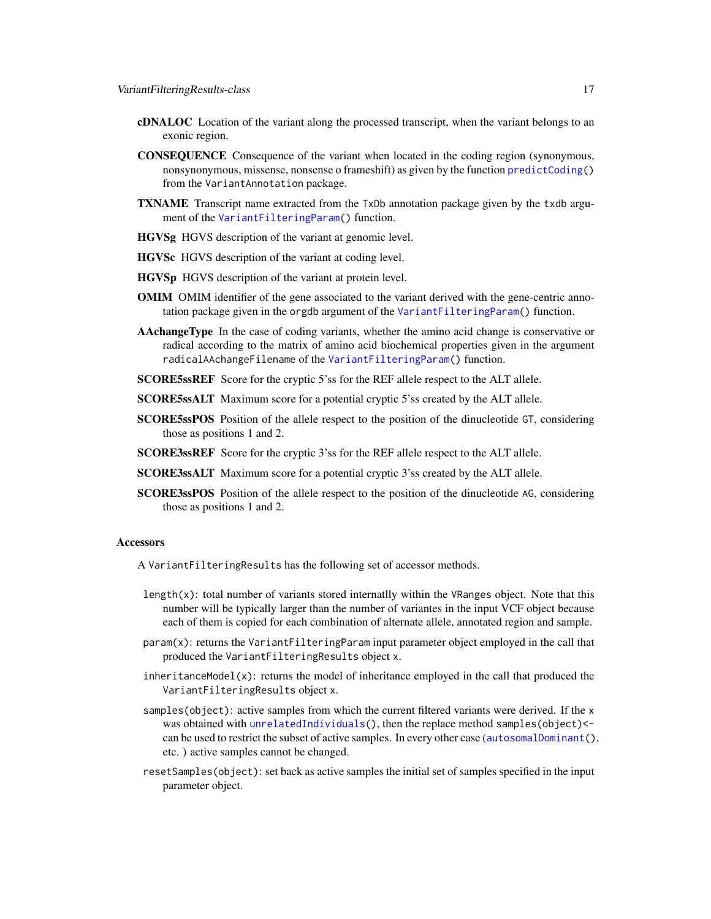**cDNALOC** Location of the variant along the processed transcript, when the variant belongs to an exonic region.

**CONSEQUENCE** Consequence of the variant when located in the coding region (synonymous, nonsynonymous, missense, nonsense o frameshift) as given by the function `predictCoding()` from the `VariantAnnotation` package.

**TXNAME** Transcript name extracted from the `TxDb` annotation package given by the `txdb` argument of the `VariantFilteringParam()` function.

**HGVSg** HGVS description of the variant at genomic level.

**HGVSc** HGVS description of the variant at coding level.

**HGVSp** HGVS description of the variant at protein level.

**OMIM** OMIM identifier of the gene associated to the variant derived with the gene-centric annotation package given in the `orgdb` argument of the `VariantFilteringParam()` function.

**AAchangeType** In the case of coding variants, whether the amino acid change is conservative or radical according to the matrix of amino acid biochemical properties given in the argument `radicalAAchangeFilename` of the `VariantFilteringParam()` function.

**SCORE5ssREF** Score for the cryptic 5'ss for the REF allele respect to the ALT allele.

**SCORE5ssALT** Maximum score for a potential cryptic 5'ss created by the ALT allele.

**SCORE5ssPOS** Position of the allele respect to the position of the dinucleotide `GT`, considering those as positions 1 and 2.

**SCORE3ssREF** Score for the cryptic 3'ss for the REF allele respect to the ALT allele.

**SCORE3ssALT** Maximum score for a potential cryptic 3'ss created by the ALT allele.

**SCORE3ssPOS** Position of the allele respect to the position of the dinucleotide `AG`, considering those as positions 1 and 2.

## Accessors

A `VariantFilteringResults` has the following set of accessor methods.

`length(x)`: total number of variants stored internatlly within the `VRanges` object. Note that this number will be typically larger than the number of variantes in the input VCF object because each of them is copied for each combination of alternate allele, annotated region and sample.

`param(x)`: returns the `VariantFilteringParam` input parameter object employed in the call that produced the `VariantFilteringResults` object `x`.

`inheritanceModel(x)`: returns the model of inheritance employed in the call that produced the `VariantFilteringResults` object `x`.

`samples(object)`: active samples from which the current filtered variants were derived. If the `x` was obtained with `unrelatedIndividuals()`, then the replace method `samples(object)<-` can be used to restrict the subset of active samples. In every other case (`autosomalDominant()`, etc. ) active samples cannot be changed.

`resetSamples(object)`: set back as active samples the initial set of samples specified in the input parameter object.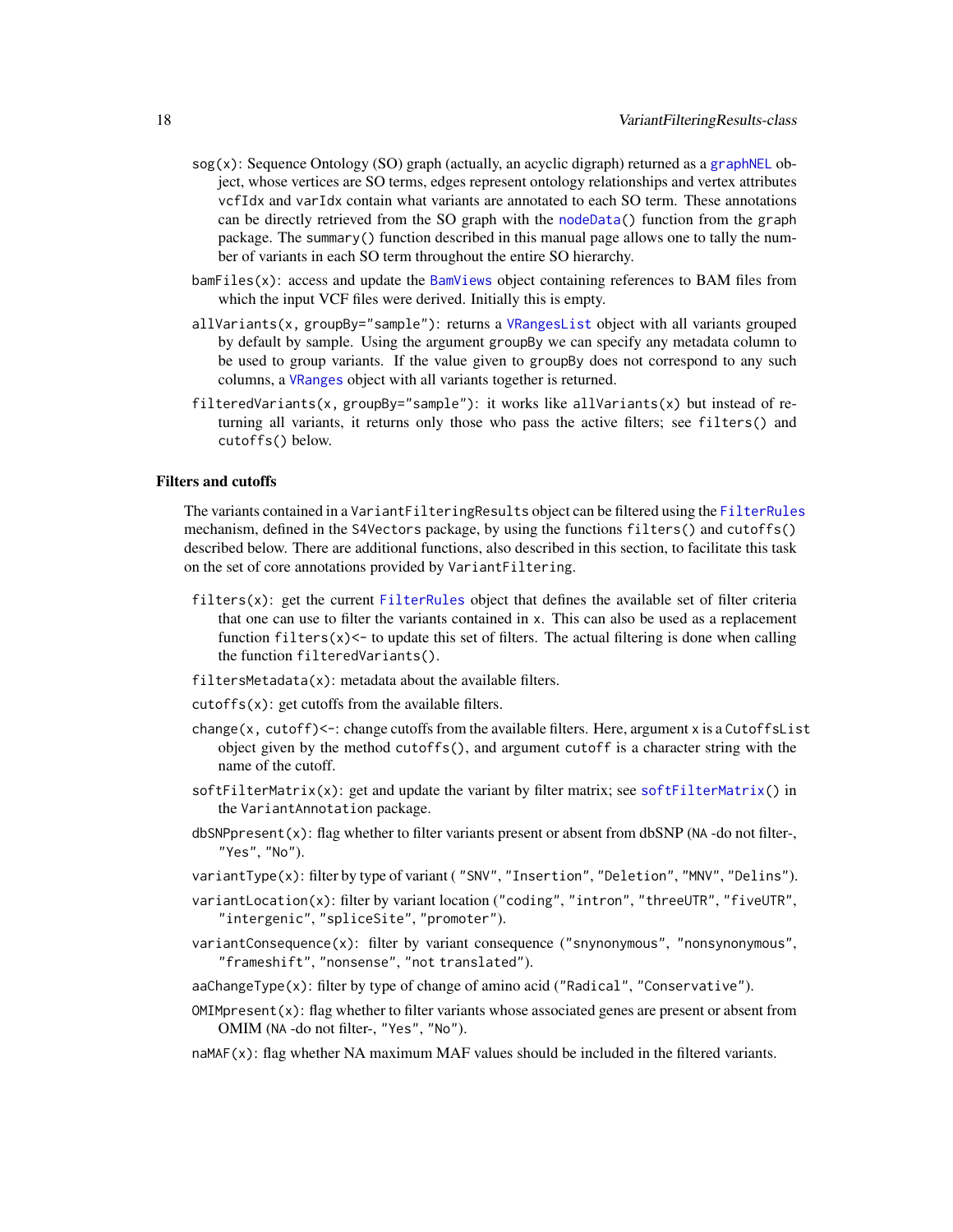- `sog(x)`: Sequence Ontology (SO) graph (actually, an acyclic digraph) returned as a `graphNEL` object, whose vertices are SO terms, edges represent ontology relationships and vertex attributes `vcfIdx` and `varIdx` contain what variants are annotated to each SO term. These annotations can be directly retrieved from the SO graph with the `nodeData()` function from the `graph` package. The `summary()` function described in this manual page allows one to tally the number of variants in each SO term throughout the entire SO hierarchy.
- `bamFiles(x)`: access and update the `BamViews` object containing references to BAM files from which the input VCF files were derived. Initially this is empty.
- `allVariants(x, groupBy="sample")`: returns a `VRangesList` object with all variants grouped by default by sample. Using the argument `groupBy` we can specify any metadata column to be used to group variants. If the value given to `groupBy` does not correspond to any such columns, a `VRanges` object with all variants together is returned.
- `filteredVariants(x, groupBy="sample")`: it works like `allVariants(x)` but instead of returning all variants, it returns only those who pass the active filters; see `filters()` and `cutoffs()` below.

### Filters and cutoffs

The variants contained in a `VariantFilteringResults` object can be filtered using the `FilterRules` mechanism, defined in the `S4Vectors` package, by using the functions `filters()` and `cutoffs()` described below. There are additional functions, also described in this section, to facilitate this task on the set of core annotations provided by `VariantFiltering`.

- `filters(x)`: get the current `FilterRules` object that defines the available set of filter criteria that one can use to filter the variants contained in `x`. This can also be used as a replacement function `filters(x)<-` to update this set of filters. The actual filtering is done when calling the function `filteredVariants()`.
- `filtersMetadata(x)`: metadata about the available filters.
- `cutoffs(x)`: get cutoffs from the available filters.
- `change(x, cutoff)<-`: change cutoffs from the available filters. Here, argument `x` is a `CutoffsList` object given by the method `cutoffs()`, and argument `cutoff` is a character string with the name of the cutoff.
- `softFilterMatrix(x)`: get and update the variant by filter matrix; see `softFilterMatrix()` in the `VariantAnnotation` package.
- `dbSNPpresent(x)`: flag whether to filter variants present or absent from dbSNP (`NA` -do not filter-, `"Yes"`, `"No"`).
- `variantType(x)`: filter by type of variant ( `"SNV"`, `"Insertion"`, `"Deletion"`, `"MNV"`, `"Delins"`).
- `variantLocation(x)`: filter by variant location (`"coding"`, `"intron"`, `"threeUTR"`, `"fiveUTR"`, `"intergenic"`, `"spliceSite"`, `"promoter"`).
- `variantConsequence(x)`: filter by variant consequence (`"snynonymous"`, `"nonsynonymous"`, `"frameshift"`, `"nonsense"`, `"not translated"`).
- `aaChangeType(x)`: filter by type of change of amino acid (`"Radical"`, `"Conservative"`).
- `OMIMpresent(x)`: flag whether to filter variants whose associated genes are present or absent from OMIM (`NA` -do not filter-, `"Yes"`, `"No"`).
- `naMAF(x)`: flag whether NA maximum MAF values should be included in the filtered variants.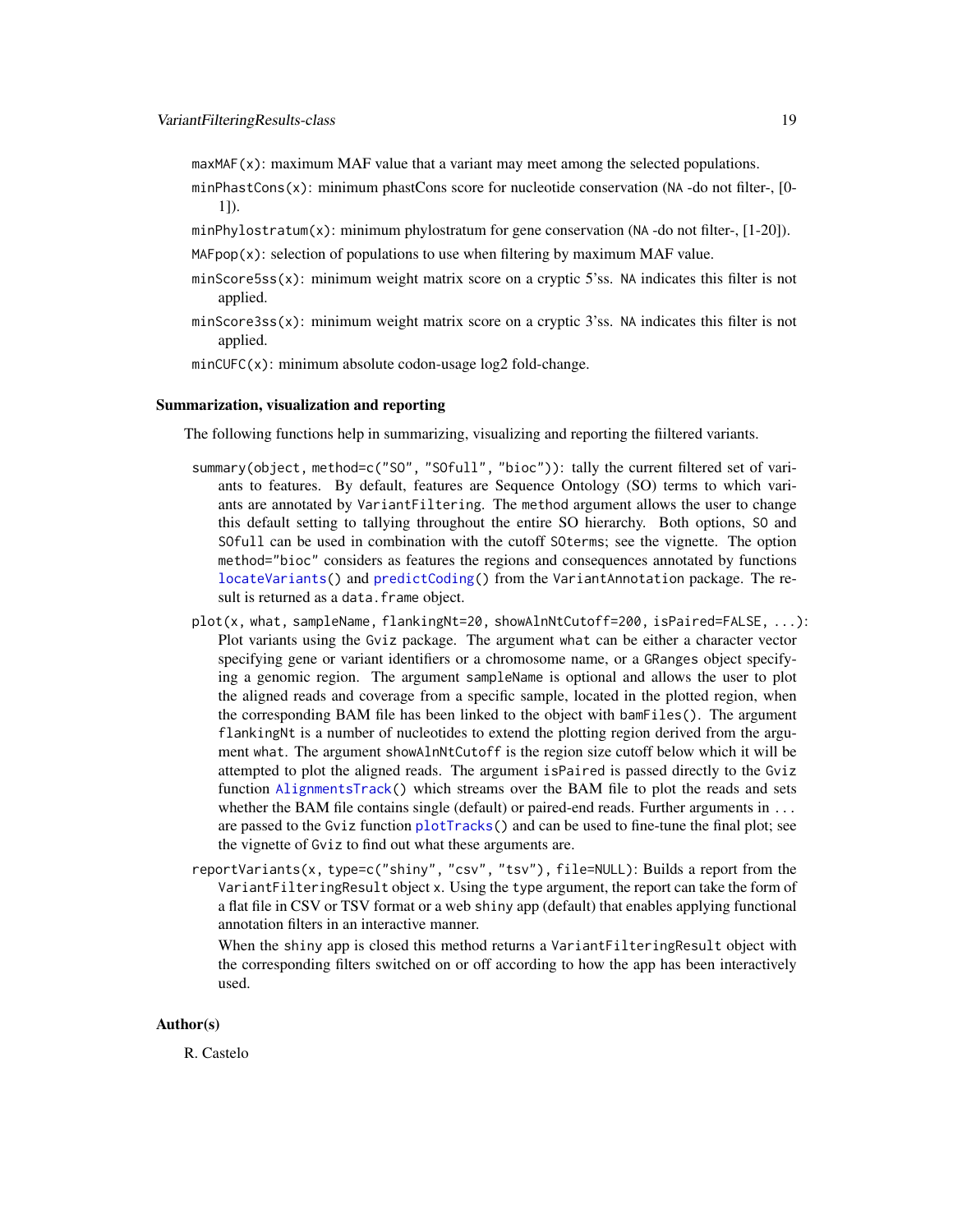`maxMAF(x)`: maximum MAF value that a variant may meet among the selected populations.

`minPhastCons(x)`: minimum phastCons score for nucleotide conservation (`NA` -do not filter-, [0-1]).

`minPhylostratum(x)`: minimum phylostratum for gene conservation (`NA` -do not filter-, [1-20]).

`MAFpop(x)`: selection of populations to use when filtering by maximum MAF value.

`minScore5ss(x)`: minimum weight matrix score on a cryptic 5'ss. `NA` indicates this filter is not applied.

`minScore3ss(x)`: minimum weight matrix score on a cryptic 3'ss. `NA` indicates this filter is not applied.

`minCUFC(x)`: minimum absolute codon-usage log2 fold-change.

### Summarization, visualization and reporting

The following functions help in summarizing, visualizing and reporting the fiiltered variants.

`summary(object, method=c("SO", "SOfull", "bioc"))`: tally the current filtered set of variants to features. By default, features are Sequence Ontology (SO) terms to which variants are annotated by `VariantFiltering`. The `method` argument allows the user to change this default setting to tallying throughout the entire SO hierarchy. Both options, `SO` and `SOfull` can be used in combination with the cutoff `SOterms`; see the vignette. The option `method="bioc"` considers as features the regions and consequences annotated by functions `locateVariants()` and `predictCoding()` from the `VariantAnnotation` package. The result is returned as a `data.frame` object.

`plot(x, what, sampleName, flankingNt=20, showAlnNtCutoff=200, isPaired=FALSE, ...)`: Plot variants using the `Gviz` package. The argument `what` can be either a character vector specifying gene or variant identifiers or a chromosome name, or a `GRanges` object specifying a genomic region. The argument `sampleName` is optional and allows the user to plot the aligned reads and coverage from a specific sample, located in the plotted region, when the corresponding BAM file has been linked to the object with `bamFiles()`. The argument `flankingNt` is a number of nucleotides to extend the plotting region derived from the argument `what`. The argument `showAlnNtCutoff` is the region size cutoff below which it will be attempted to plot the aligned reads. The argument `isPaired` is passed directly to the `Gviz` function `AlignmentsTrack()` which streams over the BAM file to plot the reads and sets whether the BAM file contains single (default) or paired-end reads. Further arguments in `...` are passed to the `Gviz` function `plotTracks()` and can be used to fine-tune the final plot; see the vignette of `Gviz` to find out what these arguments are.

`reportVariants(x, type=c("shiny", "csv", "tsv"), file=NULL)`: Builds a report from the `VariantFilteringResult` object `x`. Using the `type` argument, the report can take the form of a flat file in CSV or TSV format or a web `shiny` app (default) that enables applying functional annotation filters in an interactive manner.

When the `shiny` app is closed this method returns a `VariantFilteringResult` object with the corresponding filters switched on or off according to how the app has been interactively used.

### Author(s)

R. Castelo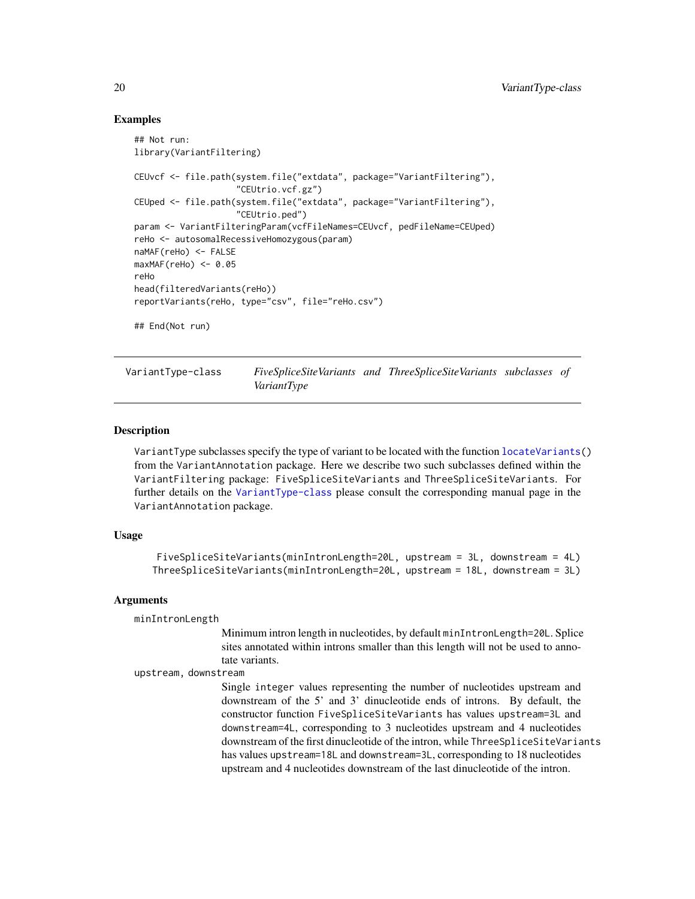### Examples

```
## Not run:
library(VariantFiltering)

CEUvcf <- file.path(system.file("extdata", package="VariantFiltering"),
                    "CEUtrio.vcf.gz")
CEUped <- file.path(system.file("extdata", package="VariantFiltering"),
                    "CEUtrio.ped")
param <- VariantFilteringParam(vcfFileNames=CEUvcf, pedFileName=CEUped)
reHo <- autosomalRecessiveHomozygous(param)
naMAF(reHo) <- FALSE
maxMAF(reHo) <- 0.05
reHo
head(filteredVariants(reHo))
reportVariants(reHo, type="csv", file="reHo.csv")

## End(Not run)
```

---

## VariantType-class — *FiveSpliceSiteVariants and ThreeSpliceSiteVariants subclasses of VariantType*

---

### Description

VariantType subclasses specify the type of variant to be located with the function locateVariants() from the VariantAnnotation package. Here we describe two such subclasses defined within the VariantFiltering package: FiveSpliceSiteVariants and ThreeSpliceSiteVariants. For further details on the VariantType-class please consult the corresponding manual page in the VariantAnnotation package.

### Usage

```
 FiveSpliceSiteVariants(minIntronLength=20L, upstream = 3L, downstream = 4L)
ThreeSpliceSiteVariants(minIntronLength=20L, upstream = 18L, downstream = 3L)
```

### Arguments

**minIntronLength**
: Minimum intron length in nucleotides, by default minIntronLength=20L. Splice sites annotated within introns smaller than this length will not be used to annotate variants.

**upstream, downstream**
: Single integer values representing the number of nucleotides upstream and downstream of the 5' and 3' dinucleotide ends of introns. By default, the constructor function FiveSpliceSiteVariants has values upstream=3L and downstream=4L, corresponding to 3 nucleotides upstream and 4 nucleotides downstream of the first dinucleotide of the intron, while ThreeSpliceSiteVariants has values upstream=18L and downstream=3L, corresponding to 18 nucleotides upstream and 4 nucleotides downstream of the last dinucleotide of the intron.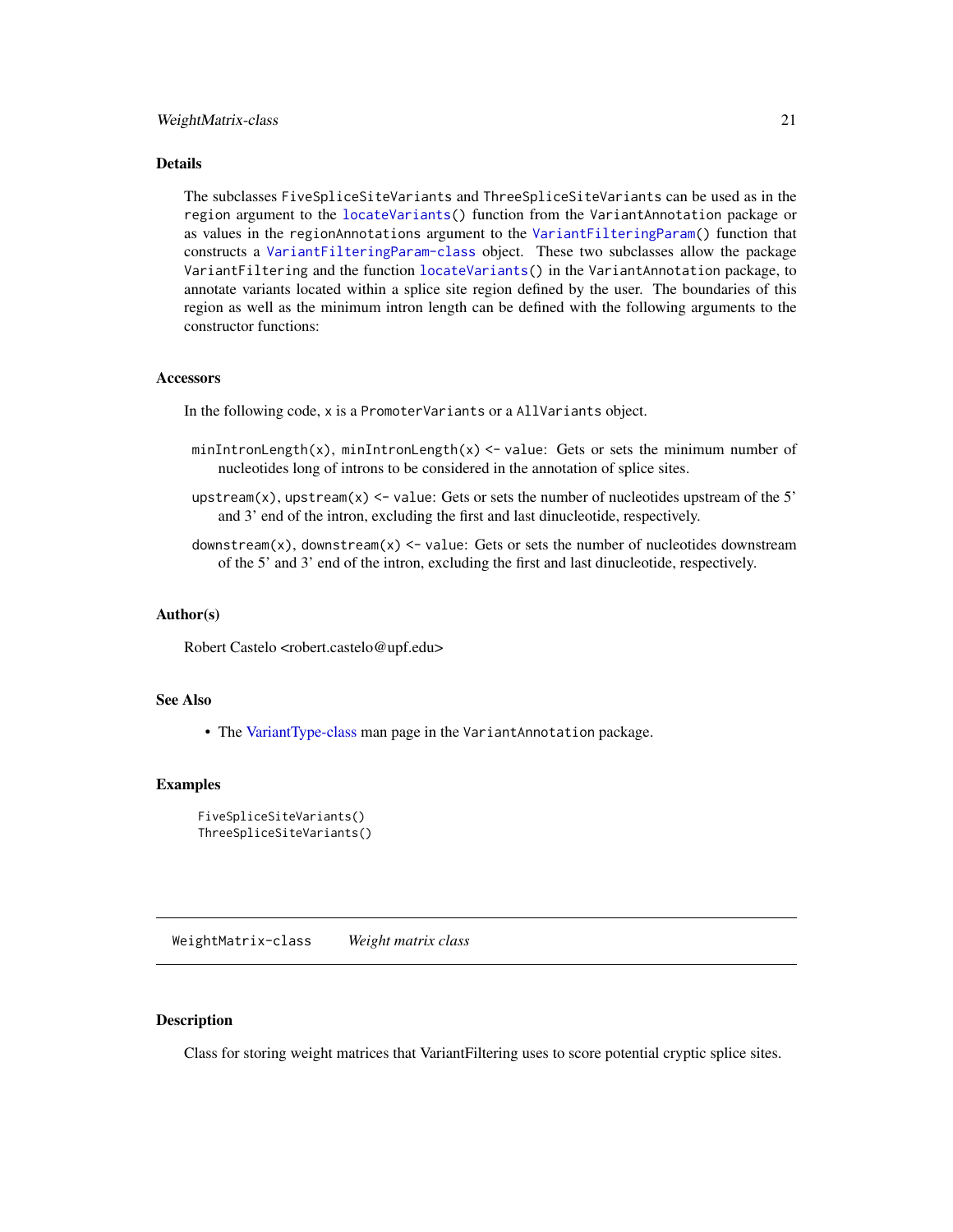## Details

The subclasses `FiveSpliceSiteVariants` and `ThreeSpliceSiteVariants` can be used as in the `region` argument to the `locateVariants()` function from the `VariantAnnotation` package or as values in the `regionAnnotations` argument to the `VariantFilteringParam()` function that constructs a `VariantFilteringParam-class` object. These two subclasses allow the package `VariantFiltering` and the function `locateVariants()` in the `VariantAnnotation` package, to annotate variants located within a splice site region defined by the user. The boundaries of this region as well as the minimum intron length can be defined with the following arguments to the constructor functions:

## Accessors

In the following code, `x` is a `PromoterVariants` or a `AllVariants` object.

`minIntronLength(x)`, `minIntronLength(x) <- value`: Gets or sets the minimum number of nucleotides long of introns to be considered in the annotation of splice sites.

`upstream(x)`, `upstream(x) <- value`: Gets or sets the number of nucleotides upstream of the 5' and 3' end of the intron, excluding the first and last dinucleotide, respectively.

`downstream(x)`, `downstream(x) <- value`: Gets or sets the number of nucleotides downstream of the 5' and 3' end of the intron, excluding the first and last dinucleotide, respectively.

## Author(s)

Robert Castelo <robert.castelo@upf.edu>

## See Also

- The VariantType-class man page in the `VariantAnnotation` package.

## Examples

```
FiveSpliceSiteVariants()
ThreeSpliceSiteVariants()
```

---

`WeightMatrix-class` *Weight matrix class*

---

## Description

Class for storing weight matrices that VariantFiltering uses to score potential cryptic splice sites.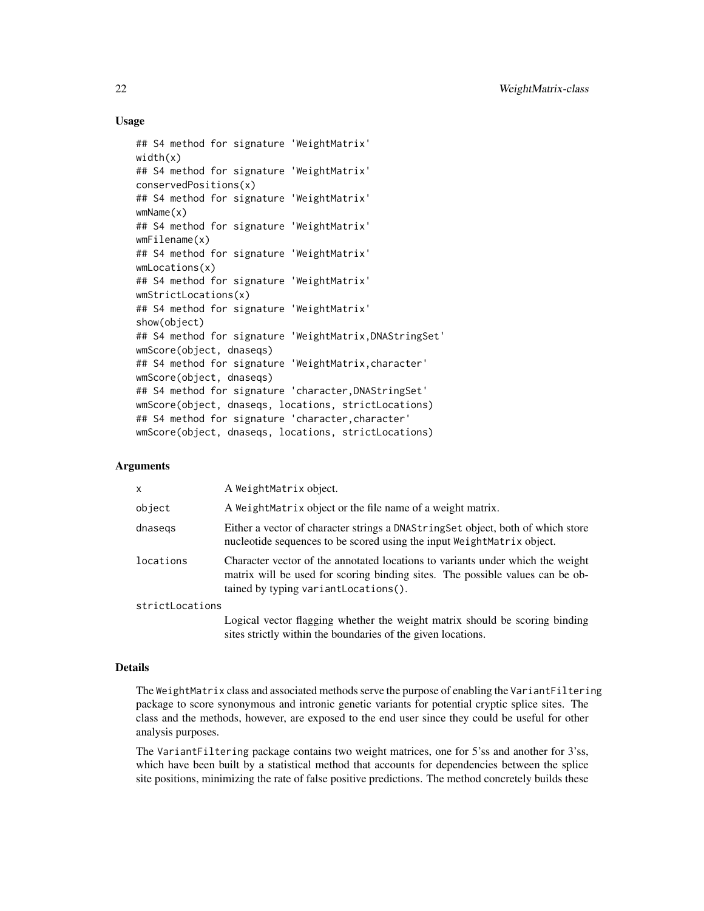## Usage

```
## S4 method for signature 'WeightMatrix'
width(x)
## S4 method for signature 'WeightMatrix'
conservedPositions(x)
## S4 method for signature 'WeightMatrix'
wmName(x)
## S4 method for signature 'WeightMatrix'
wmFilename(x)
## S4 method for signature 'WeightMatrix'
wmLocations(x)
## S4 method for signature 'WeightMatrix'
wmStrictLocations(x)
## S4 method for signature 'WeightMatrix'
show(object)
## S4 method for signature 'WeightMatrix,DNAStringSet'
wmScore(object, dnaseqs)
## S4 method for signature 'WeightMatrix,character'
wmScore(object, dnaseqs)
## S4 method for signature 'character,DNAStringSet'
wmScore(object, dnaseqs, locations, strictLocations)
## S4 method for signature 'character,character'
wmScore(object, dnaseqs, locations, strictLocations)
```

## Arguments

| | |
|---|---|
| `x` | A `WeightMatrix` object. |
| `object` | A `WeightMatrix` object or the file name of a weight matrix. |
| `dnaseqs` | Either a vector of character strings a `DNAStringSet` object, both of which store nucleotide sequences to be scored using the input `WeightMatrix` object. |
| `locations` | Character vector of the annotated locations to variants under which the weight matrix will be used for scoring binding sites. The possible values can be obtained by typing `variantLocations()`. |
| `strictLocations` | Logical vector flagging whether the weight matrix should be scoring binding sites strictly within the boundaries of the given locations. |

## Details

The `WeightMatrix` class and associated methods serve the purpose of enabling the `VariantFiltering` package to score synonymous and intronic genetic variants for potential cryptic splice sites. The class and the methods, however, are exposed to the end user since they could be useful for other analysis purposes.

The `VariantFiltering` package contains two weight matrices, one for 5'ss and another for 3'ss, which have been built by a statistical method that accounts for dependencies between the splice site positions, minimizing the rate of false positive predictions. The method concretely builds these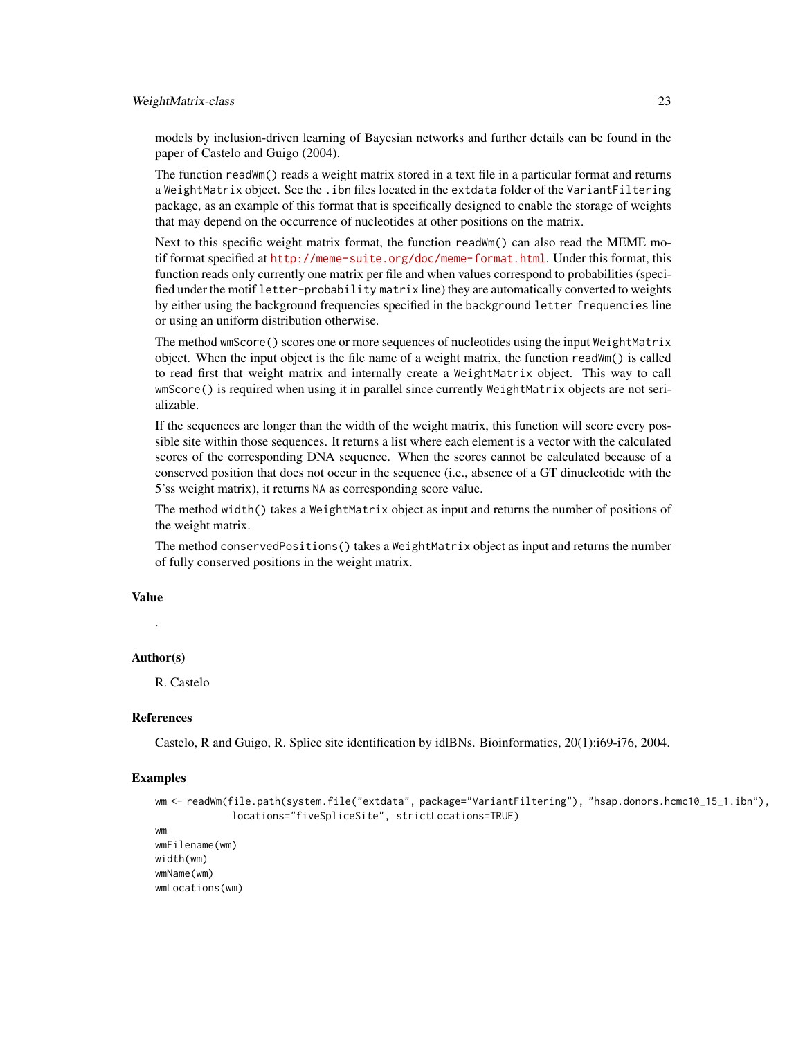models by inclusion-driven learning of Bayesian networks and further details can be found in the paper of Castelo and Guigo (2004).

The function `readWm()` reads a weight matrix stored in a text file in a particular format and returns a `WeightMatrix` object. See the `.ibn` files located in the `extdata` folder of the `VariantFiltering` package, as an example of this format that is specifically designed to enable the storage of weights that may depend on the occurrence of nucleotides at other positions on the matrix.

Next to this specific weight matrix format, the function `readWm()` can also read the MEME motif format specified at http://meme-suite.org/doc/meme-format.html. Under this format, this function reads only currently one matrix per file and when values correspond to probabilities (specified under the motif `letter-probability matrix` line) they are automatically converted to weights by either using the background frequencies specified in the `background letter frequencies` line or using an uniform distribution otherwise.

The method `wmScore()` scores one or more sequences of nucleotides using the input `WeightMatrix` object. When the input object is the file name of a weight matrix, the function `readWm()` is called to read first that weight matrix and internally create a `WeightMatrix` object. This way to call `wmScore()` is required when using it in parallel since currently `WeightMatrix` objects are not serializable.

If the sequences are longer than the width of the weight matrix, this function will score every possible site within those sequences. It returns a list where each element is a vector with the calculated scores of the corresponding DNA sequence. When the scores cannot be calculated because of a conserved position that does not occur in the sequence (i.e., absence of a GT dinucleotide with the 5'ss weight matrix), it returns `NA` as corresponding score value.

The method `width()` takes a `WeightMatrix` object as input and returns the number of positions of the weight matrix.

The method `conservedPositions()` takes a `WeightMatrix` object as input and returns the number of fully conserved positions in the weight matrix.

### Value

.

### Author(s)

R. Castelo

### References

Castelo, R and Guigo, R. Splice site identification by idlBNs. Bioinformatics, 20(1):i69-i76, 2004.

### Examples

```
wm <- readWm(file.path(system.file("extdata", package="VariantFiltering"), "hsap.donors.hcmc10_15_1.ibn"),
             locations="fiveSpliceSite", strictLocations=TRUE)
wm
wmFilename(wm)
width(wm)
wmName(wm)
wmLocations(wm)
```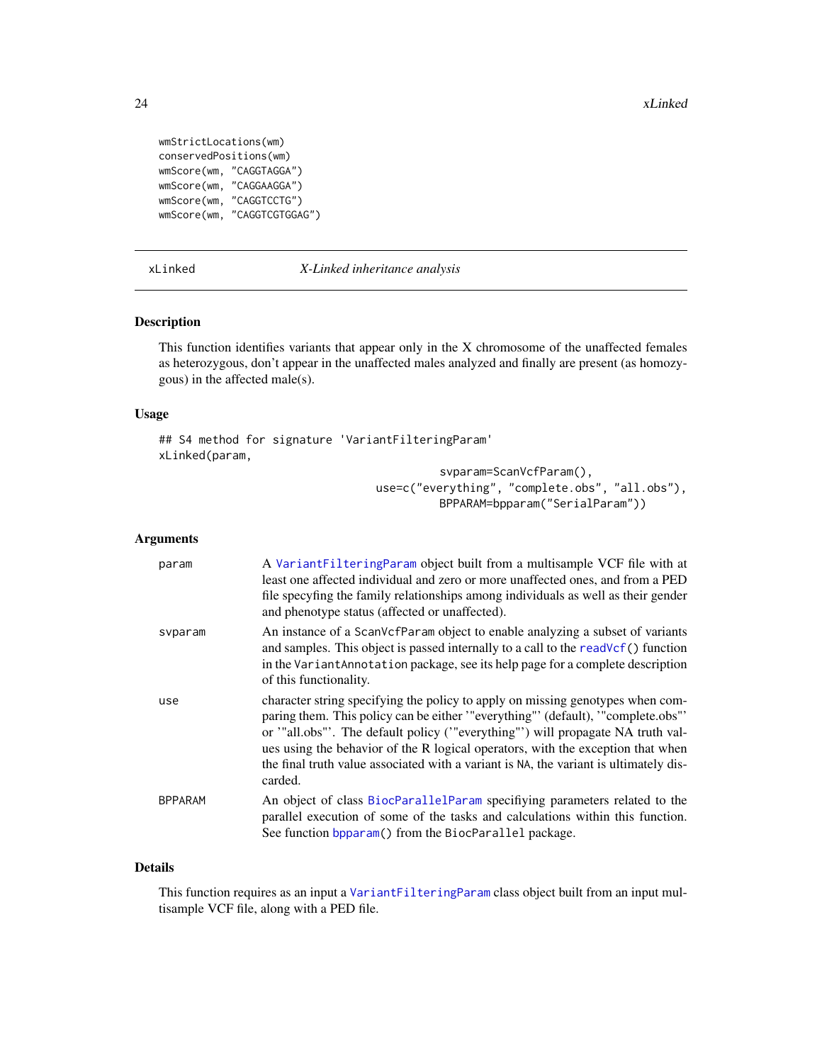```
wmStrictLocations(wm)
conservedPositions(wm)
wmScore(wm, "CAGGTAGGA")
wmScore(wm, "CAGGAAGGA")
wmScore(wm, "CAGGTCCTG")
wmScore(wm, "CAGGTCGTGGAG")
```

---

## xLinked *X-Linked inheritance analysis*

---

### Description

This function identifies variants that appear only in the X chromosome of the unaffected females as heterozygous, don't appear in the unaffected males analyzed and finally are present (as homozygous) in the affected male(s).

### Usage

```
## S4 method for signature 'VariantFilteringParam'
xLinked(param,
                                    svparam=ScanVcfParam(),
                              use=c("everything", "complete.obs", "all.obs"),
                                    BPPARAM=bpparam("SerialParam"))
```

### Arguments

| | |
|---|---|
| param | A VariantFilteringParam object built from a multisample VCF file with at least one affected individual and zero or more unaffected ones, and from a PED file specyfing the family relationships among individuals as well as their gender and phenotype status (affected or unaffected). |
| svparam | An instance of a ScanVcfParam object to enable analyzing a subset of variants and samples. This object is passed internally to a call to the readVcf() function in the VariantAnnotation package, see its help page for a complete description of this functionality. |
| use | character string specifying the policy to apply on missing genotypes when comparing them. This policy can be either '"everything"' (default), '"complete.obs"' or '"all.obs"'. The default policy ('"everything"') will propagate NA truth values using the behavior of the R logical operators, with the exception that when the final truth value associated with a variant is NA, the variant is ultimately discarded. |
| BPPARAM | An object of class BiocParallelParam specifiying parameters related to the parallel execution of some of the tasks and calculations within this function. See function bpparam() from the BiocParallel package. |

### Details

This function requires as an input a VariantFilteringParam class object built from an input multisample VCF file, along with a PED file.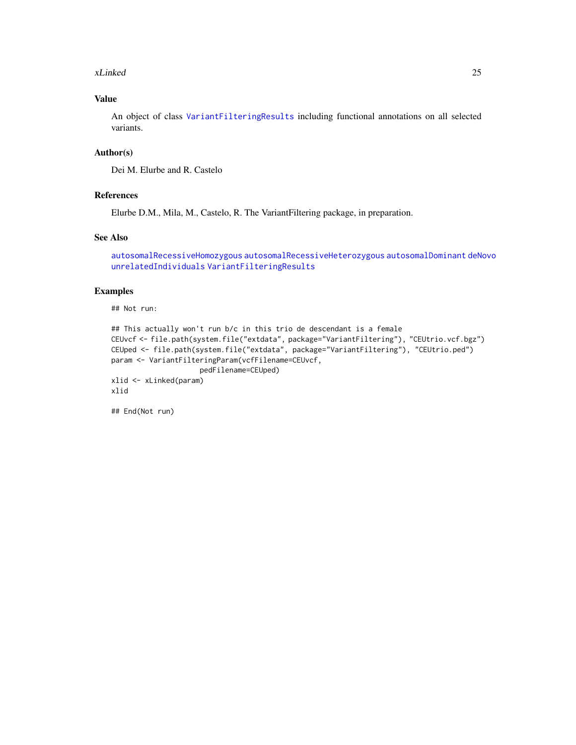## Value

An object of class `VariantFilteringResults` including functional annotations on all selected variants.

## Author(s)

Dei M. Elurbe and R. Castelo

## References

Elurbe D.M., Mila, M., Castelo, R. The VariantFiltering package, in preparation.

## See Also

`autosomalRecessiveHomozygous` `autosomalRecessiveHeterozygous` `autosomalDominant` `deNovo` `unrelatedIndividuals` `VariantFilteringResults`

## Examples

```
## Not run:

## This actually won't run b/c in this trio de descendant is a female
CEUvcf <- file.path(system.file("extdata", package="VariantFiltering"), "CEUtrio.vcf.bgz")
CEUped <- file.path(system.file("extdata", package="VariantFiltering"), "CEUtrio.ped")
param <- VariantFilteringParam(vcfFilename=CEUvcf,
                    pedFilename=CEUped)
xlid <- xLinked(param)
xlid

## End(Not run)
```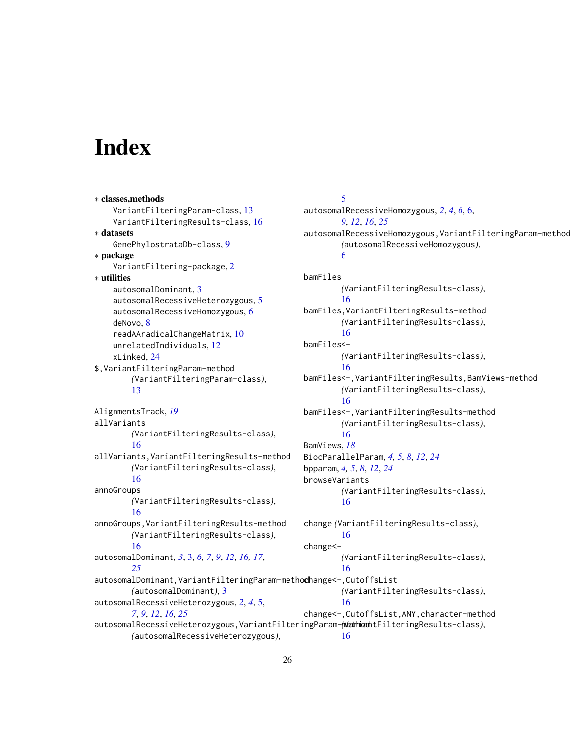# Index

∗ **classes,methods**
VariantFilteringParam-class, 13
VariantFilteringResults-class, 16

∗ **datasets**
GenePhylostrataDb-class, 9

∗ **package**
VariantFiltering-package, 2

∗ **utilities**
autosomalDominant, 3
autosomalRecessiveHeterozygous, 5
autosomalRecessiveHomozygous, 6
deNovo, 8
readAAradicalChangeMatrix, 10
unrelatedIndividuals, 12
xLinked, 24

$,VariantFilteringParam-method *(VariantFilteringParam-class)*, 13

AlignmentsTrack, *19*
allVariants *(VariantFilteringResults-class)*, 16
allVariants,VariantFilteringResults-method *(VariantFilteringResults-class)*, 16
annoGroups *(VariantFilteringResults-class)*, 16
annoGroups,VariantFilteringResults-method *(VariantFilteringResults-class)*, 16
autosomalDominant, *3*, 3, *6, 7*, *9*, *12*, *16, 17*, *25*
autosomalDominant,VariantFilteringParam-method *(autosomalDominant)*, 3
autosomalRecessiveHeterozygous, *2*, *4*, 5, *7*, *9*, *12*, *16*, *25*
autosomalRecessiveHeterozygous,VariantFilteringParam-method *(autosomalRecessiveHeterozygous)*, 5
autosomalRecessiveHomozygous, *2*, *4*, *6*, 6, *9*, *12*, *16*, *25*
autosomalRecessiveHomozygous,VariantFilteringParam-method *(autosomalRecessiveHomozygous)*, 6

bamFiles *(VariantFilteringResults-class)*, 16
bamFiles,VariantFilteringResults-method *(VariantFilteringResults-class)*, 16
bamFiles<- *(VariantFilteringResults-class)*, 16
bamFiles<-,VariantFilteringResults,BamViews-method *(VariantFilteringResults-class)*, 16
bamFiles<-,VariantFilteringResults-method *(VariantFilteringResults-class)*, 16
BamViews, *18*
BiocParallelParam, *4, 5*, *8*, *12*, *24*
bpparam, *4, 5*, *8*, *12*, *24*
browseVariants *(VariantFilteringResults-class)*, 16

change *(VariantFilteringResults-class)*, 16
change<- *(VariantFilteringResults-class)*, 16
change<-,CutoffsList *(VariantFilteringResults-class)*, 16
change<-,CutoffsList,ANY,character-method *(VariantFilteringResults-class)*, 16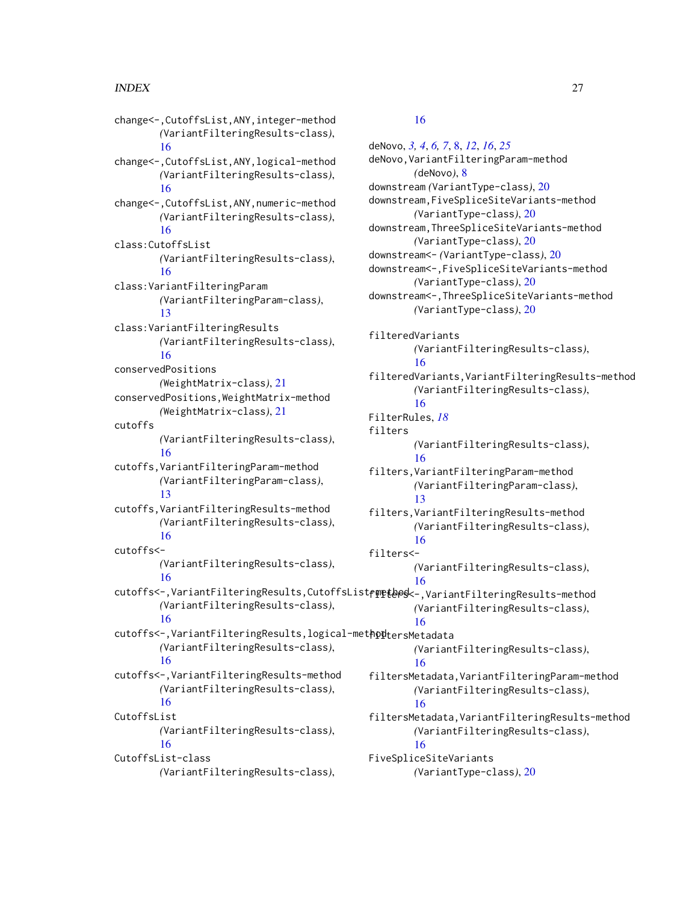change<-,CutoffsList,ANY,integer-method
(VariantFilteringResults-class), 16

change<-,CutoffsList,ANY,logical-method
(VariantFilteringResults-class), 16

change<-,CutoffsList,ANY,numeric-method
(VariantFilteringResults-class), 16

class:CutoffsList
(VariantFilteringResults-class), 16

class:VariantFilteringParam
(VariantFilteringParam-class), 13

class:VariantFilteringResults
(VariantFilteringResults-class), 16

conservedPositions
(WeightMatrix-class), 21

conservedPositions,WeightMatrix-method
(WeightMatrix-class), 21

cutoffs
(VariantFilteringResults-class), 16

cutoffs,VariantFilteringParam-method
(VariantFilteringParam-class), 13

cutoffs,VariantFilteringResults-method
(VariantFilteringResults-class), 16

cutoffs<-
(VariantFilteringResults-class), 16

cutoffs<-,VariantFilteringResults,CutoffsList-method
(VariantFilteringResults-class), 16

cutoffs<-,VariantFilteringResults,logical-method
(VariantFilteringResults-class), 16

cutoffs<-,VariantFilteringResults-method
(VariantFilteringResults-class), 16

CutoffsList
(VariantFilteringResults-class), 16

CutoffsList-class
(VariantFilteringResults-class), 16

deNovo, *3, 4, 6, 7*, 8, *12*, *16*, *25*

deNovo,VariantFilteringParam-method
(deNovo), 8

downstream (VariantType-class), 20

downstream,FiveSpliceSiteVariants-method
(VariantType-class), 20

downstream,ThreeSpliceSiteVariants-method
(VariantType-class), 20

downstream<- (VariantType-class), 20

downstream<-,FiveSpliceSiteVariants-method
(VariantType-class), 20

downstream<-,ThreeSpliceSiteVariants-method
(VariantType-class), 20

filteredVariants
(VariantFilteringResults-class), 16

filteredVariants,VariantFilteringResults-method
(VariantFilteringResults-class), 16

FilterRules, *18*

filters
(VariantFilteringResults-class), 16

filters,VariantFilteringParam-method
(VariantFilteringParam-class), 13

filters,VariantFilteringResults-method
(VariantFilteringResults-class), 16

filters<-
(VariantFilteringResults-class), 16

filters<-,VariantFilteringResults-method
(VariantFilteringResults-class), 16

filtersMetadata
(VariantFilteringResults-class), 16

filtersMetadata,VariantFilteringParam-method
(VariantFilteringResults-class), 16

filtersMetadata,VariantFilteringResults-method
(VariantFilteringResults-class), 16

FiveSpliceSiteVariants
(VariantType-class), 20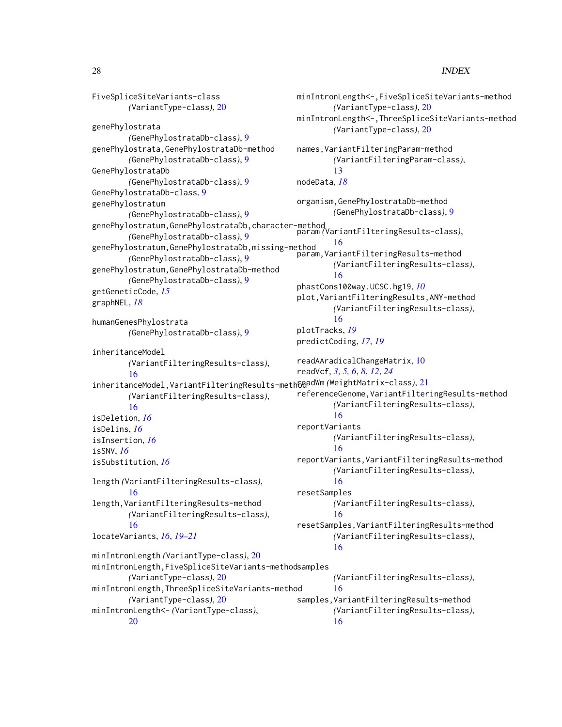FiveSpliceSiteVariants-class
    *(VariantType-class)*, 20

genePhylostrata
    *(GenePhylostrataDb-class)*, 9
genePhylostrata,GenePhylostrataDb-method
    *(GenePhylostrataDb-class)*, 9
GenePhylostrataDb
    *(GenePhylostrataDb-class)*, 9
GenePhylostrataDb-class, 9
genePhylostratum
    *(GenePhylostrataDb-class)*, 9
genePhylostratum,GenePhylostrataDb,character-method
    *(GenePhylostrataDb-class)*, 9
genePhylostratum,GenePhylostrataDb,missing-method
    *(GenePhylostrataDb-class)*, 9
genePhylostratum,GenePhylostrataDb-method
    *(GenePhylostrataDb-class)*, 9
getGeneticCode, *15*
graphNEL, *18*

humanGenesPhylostrata
    *(GenePhylostrataDb-class)*, 9

inheritanceModel
    *(VariantFilteringResults-class)*, 16
inheritanceModel,VariantFilteringResults-method
    *(VariantFilteringResults-class)*, 16
isDeletion, *16*
isDelins, *16*
isInsertion, *16*
isSNV, *16*
isSubstitution, *16*

length *(VariantFilteringResults-class)*, 16
length,VariantFilteringResults-method
    *(VariantFilteringResults-class)*, 16
locateVariants, *16*, *19–21*

minIntronLength *(VariantType-class)*, 20
minIntronLength,FiveSpliceSiteVariants-method
    *(VariantType-class)*, 20
minIntronLength,ThreeSpliceSiteVariants-method
    *(VariantType-class)*, 20
minIntronLength<- *(VariantType-class)*, 20
minIntronLength<-,FiveSpliceSiteVariants-method
    *(VariantType-class)*, 20
minIntronLength<-,ThreeSpliceSiteVariants-method
    *(VariantType-class)*, 20

names,VariantFilteringParam-method
    *(VariantFilteringParam-class)*, 13
nodeData, *18*

organism,GenePhylostrataDb-method
    *(GenePhylostrataDb-class)*, 9

param *(VariantFilteringResults-class)*, 16
param,VariantFilteringResults-method
    *(VariantFilteringResults-class)*, 16
phastCons100way.UCSC.hg19, *10*
plot,VariantFilteringResults,ANY-method
    *(VariantFilteringResults-class)*, 16
plotTracks, *19*
predictCoding, *17*, *19*

readAAradicalChangeMatrix, 10
readVcf, *3*, *5*, *6*, *8*, *12*, *24*
readWm *(WeightMatrix-class)*, 21
referenceGenome,VariantFilteringResults-method
    *(VariantFilteringResults-class)*, 16
reportVariants
    *(VariantFilteringResults-class)*, 16
reportVariants,VariantFilteringResults-method
    *(VariantFilteringResults-class)*, 16
resetSamples
    *(VariantFilteringResults-class)*, 16
resetSamples,VariantFilteringResults-method
    *(VariantFilteringResults-class)*, 16

samples
    *(VariantFilteringResults-class)*, 16
samples,VariantFilteringResults-method
    *(VariantFilteringResults-class)*, 16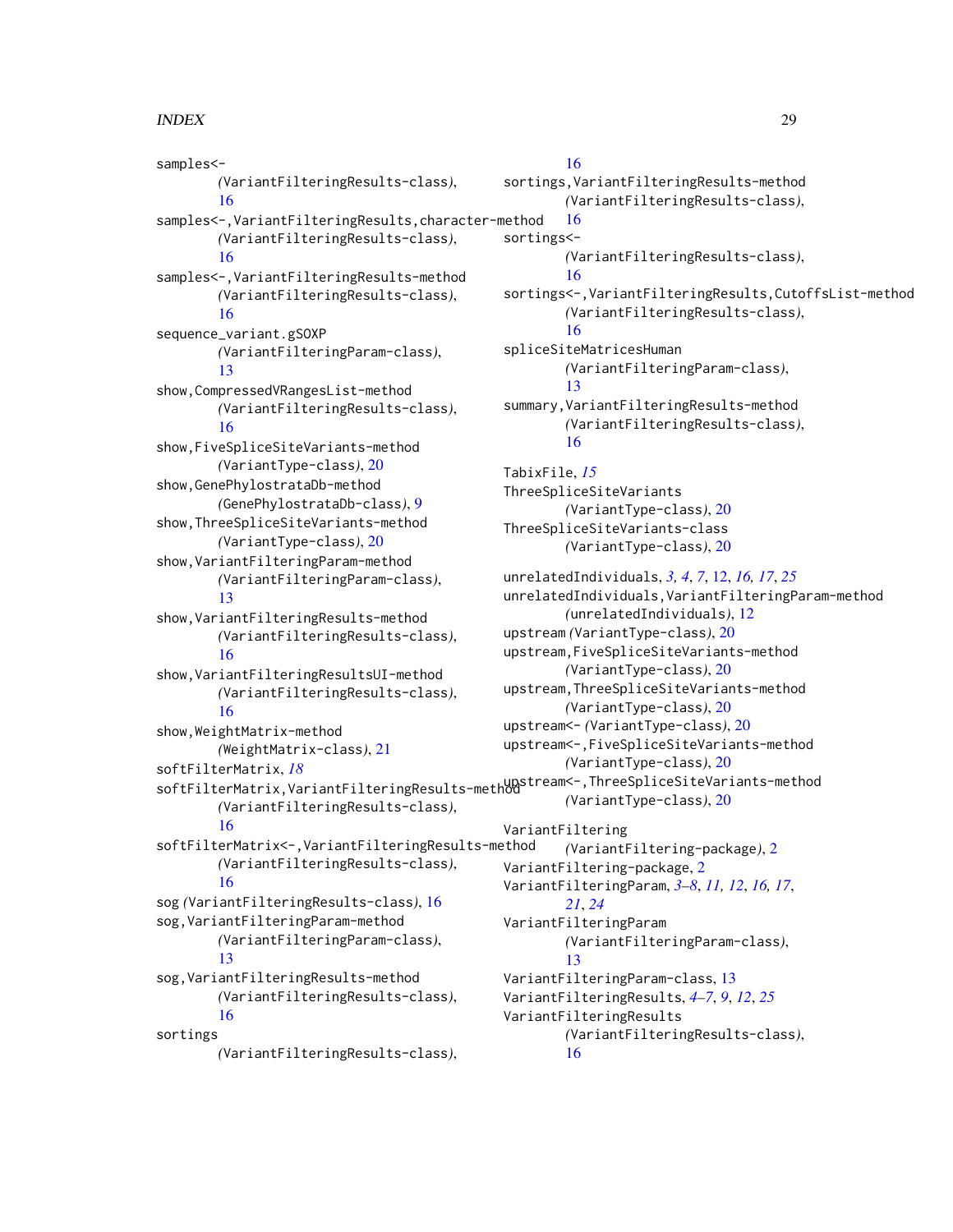samples<-
    *(VariantFilteringResults-class)*, 16

samples<-,VariantFilteringResults,character-method
    *(VariantFilteringResults-class)*, 16

samples<-,VariantFilteringResults-method
    *(VariantFilteringResults-class)*, 16

sequence_variant.gSOXP
    *(VariantFilteringParam-class)*, 13

show,CompressedVRangesList-method
    *(VariantFilteringResults-class)*, 16

show,FiveSpliceSiteVariants-method
    *(VariantType-class)*, 20

show,GenePhylostrataDb-method
    *(GenePhylostrataDb-class)*, 9

show,ThreeSpliceSiteVariants-method
    *(VariantType-class)*, 20

show,VariantFilteringParam-method
    *(VariantFilteringParam-class)*, 13

show,VariantFilteringResults-method
    *(VariantFilteringResults-class)*, 16

show,VariantFilteringResultsUI-method
    *(VariantFilteringResults-class)*, 16

show,WeightMatrix-method
    *(WeightMatrix-class)*, 21

softFilterMatrix, *18*

softFilterMatrix,VariantFilteringResults-method
    *(VariantFilteringResults-class)*, 16

softFilterMatrix<-,VariantFilteringResults-method
    *(VariantFilteringResults-class)*, 16

sog *(VariantFilteringResults-class)*, 16

sog,VariantFilteringParam-method
    *(VariantFilteringParam-class)*, 13

sog,VariantFilteringResults-method
    *(VariantFilteringResults-class)*, 16

sortings
    *(VariantFilteringResults-class)*, 16

sortings,VariantFilteringResults-method
    *(VariantFilteringResults-class)*, 16

sortings<-
    *(VariantFilteringResults-class)*, 16

sortings<-,VariantFilteringResults,CutoffsList-method
    *(VariantFilteringResults-class)*, 16

spliceSiteMatricesHuman
    *(VariantFilteringParam-class)*, 13

summary,VariantFilteringResults-method
    *(VariantFilteringResults-class)*, 16

TabixFile, *15*

ThreeSpliceSiteVariants
    *(VariantType-class)*, 20

ThreeSpliceSiteVariants-class
    *(VariantType-class)*, 20

unrelatedIndividuals, *3, 4*, *7*, 12, *16, 17*, *25*

unrelatedIndividuals,VariantFilteringParam-method
    *(unrelatedIndividuals)*, 12

upstream *(VariantType-class)*, 20

upstream,FiveSpliceSiteVariants-method
    *(VariantType-class)*, 20

upstream,ThreeSpliceSiteVariants-method
    *(VariantType-class)*, 20

upstream<- *(VariantType-class)*, 20

upstream<-,FiveSpliceSiteVariants-method
    *(VariantType-class)*, 20

upstream<-,ThreeSpliceSiteVariants-method
    *(VariantType-class)*, 20

VariantFiltering
    *(VariantFiltering-package)*, 2

VariantFiltering-package, 2

VariantFilteringParam, *3–8*, *11, 12*, *16, 17*, *21*, *24*

VariantFilteringParam
    *(VariantFilteringParam-class)*, 13

VariantFilteringParam-class, 13

VariantFilteringResults, *4–7*, *9*, *12*, *25*

VariantFilteringResults
    *(VariantFilteringResults-class)*, 16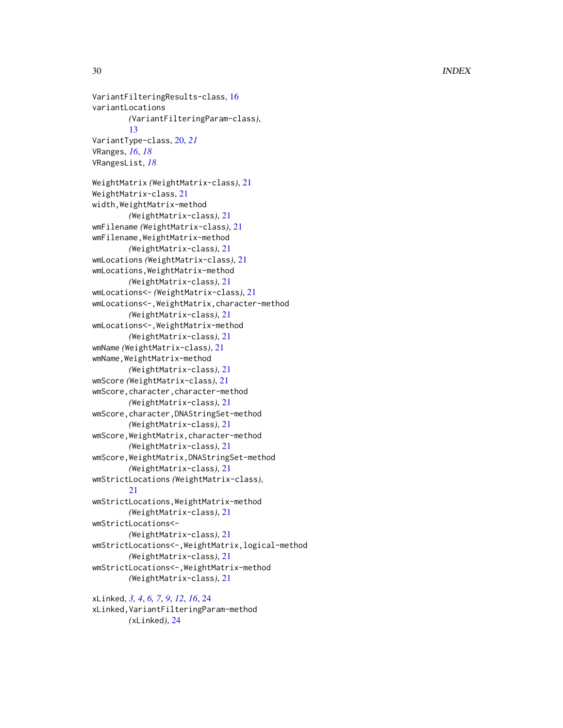VariantFilteringResults-class, 16
variantLocations
        *(*VariantFilteringParam-class*)*,
        13
VariantType-class, 20, *21*
VRanges, *16*, *18*
VRangesList, *18*

WeightMatrix *(*WeightMatrix-class*)*, 21
WeightMatrix-class, 21
width,WeightMatrix-method
        *(*WeightMatrix-class*)*, 21
wmFilename *(*WeightMatrix-class*)*, 21
wmFilename,WeightMatrix-method
        *(*WeightMatrix-class*)*, 21
wmLocations *(*WeightMatrix-class*)*, 21
wmLocations,WeightMatrix-method
        *(*WeightMatrix-class*)*, 21
wmLocations<- *(*WeightMatrix-class*)*, 21
wmLocations<-,WeightMatrix,character-method
        *(*WeightMatrix-class*)*, 21
wmLocations<-,WeightMatrix-method
        *(*WeightMatrix-class*)*, 21
wmName *(*WeightMatrix-class*)*, 21
wmName,WeightMatrix-method
        *(*WeightMatrix-class*)*, 21
wmScore *(*WeightMatrix-class*)*, 21
wmScore,character,character-method
        *(*WeightMatrix-class*)*, 21
wmScore,character,DNAStringSet-method
        *(*WeightMatrix-class*)*, 21
wmScore,WeightMatrix,character-method
        *(*WeightMatrix-class*)*, 21
wmScore,WeightMatrix,DNAStringSet-method
        *(*WeightMatrix-class*)*, 21
wmStrictLocations *(*WeightMatrix-class*)*,
        21
wmStrictLocations,WeightMatrix-method
        *(*WeightMatrix-class*)*, 21
wmStrictLocations<-
        *(*WeightMatrix-class*)*, 21
wmStrictLocations<-,WeightMatrix,logical-method
        *(*WeightMatrix-class*)*, 21
wmStrictLocations<-,WeightMatrix-method
        *(*WeightMatrix-class*)*, 21

xLinked, *3, 4*, *6, 7*, *9*, *12*, *16*, 24
xLinked,VariantFilteringParam-method
        *(*xLinked*)*, 24